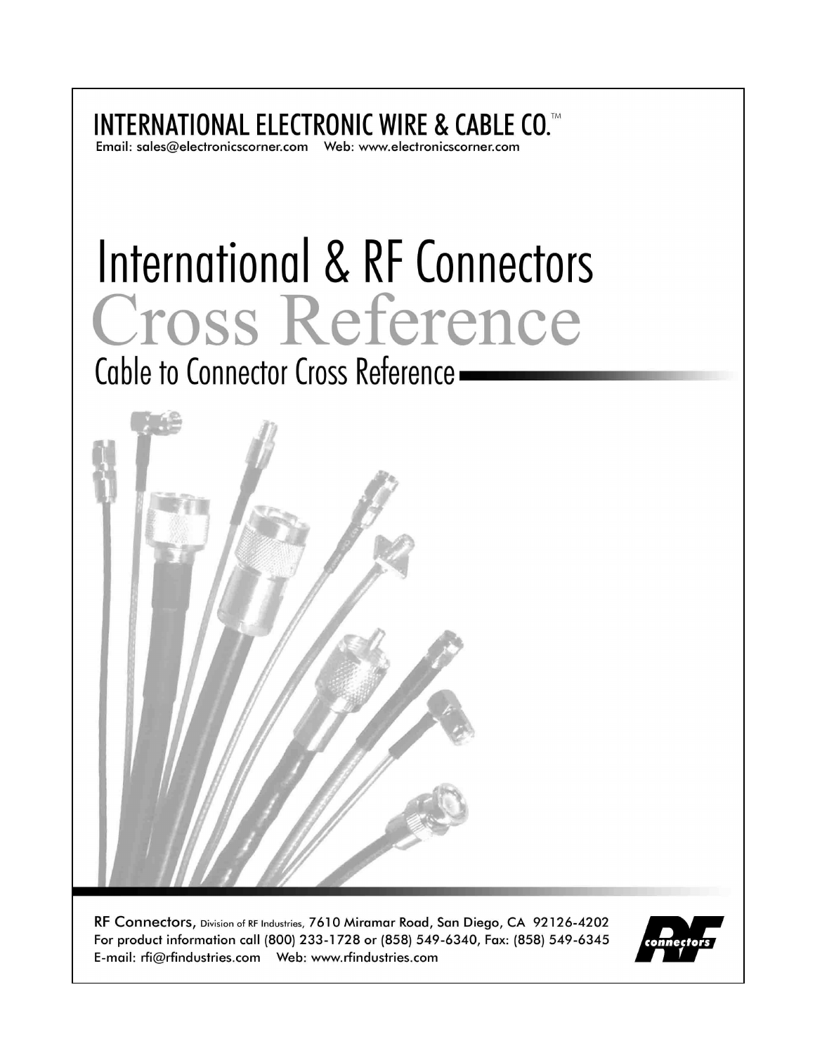# INTERNATIONAL ELECTRONIC WIRE & CABLE CO.™

Email: sales@electronicscorner.com Web: www.electronicscorner.com

# International & RF Connectors

# Cross Reference

## Cable to Connector Cross Reference

RF Connectors, Division of RF Industries, 7610 Miramar Road, San Diego, CA 92126-4202

For product information call (800) 233-1728 or (858) 549-6340, Fax: (858) 549-6345

E-mail: rfi@rfindustries.com Web: www.rfindustries.com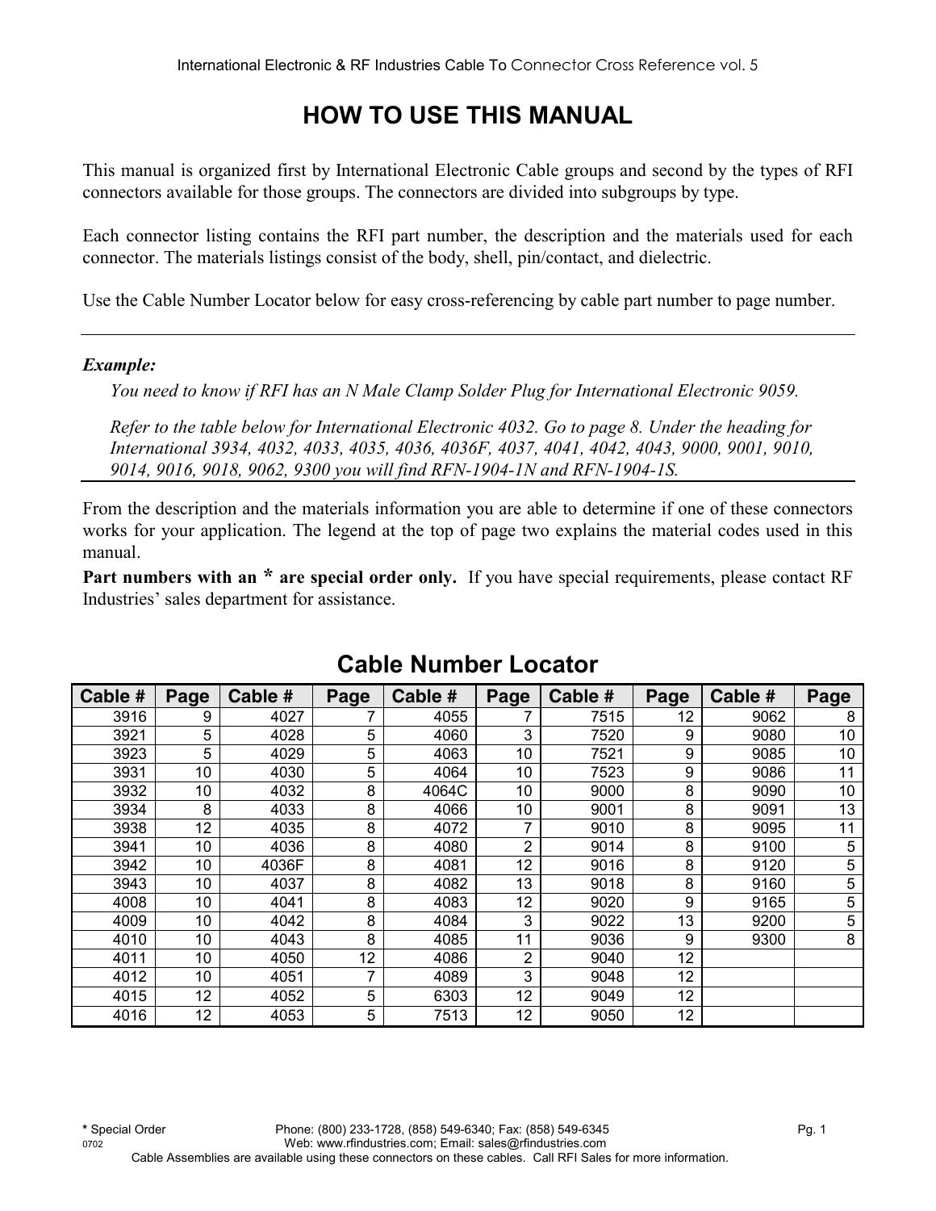# HOW TO USE THIS MANUAL

This manual is organized first by International Electronic Cable groups and second by the types of RFI connectors available for those groups. The connectors are divided into subgroups by type.

Each connector listing contains the RFI part number, the description and the materials used for each connector. The materials listings consist of the body, shell, pin/contact, and dielectric.

Use the Cable Number Locator below for easy cross-referencing by cable part number to page number.

---

***Example:***

*You need to know if RFI has an N Male Clamp Solder Plug for International Electronic 9059.*

*Refer to the table below for International Electronic 4032. Go to page 8. Under the heading for International 3934, 4032, 4033, 4035, 4036, 4036F, 4037, 4041, 4042, 4043, 9000, 9001, 9010, 9014, 9016, 9018, 9062, 9300 you will find RFN-1904-1N and RFN-1904-1S.*

---

From the description and the materials information you are able to determine if one of these connectors works for your application. The legend at the top of page two explains the material codes used in this manual.

**Part numbers with an * are special order only.** If you have special requirements, please contact RF Industries' sales department for assistance.

## Cable Number Locator

| Cable # | Page | Cable # | Page | Cable # | Page | Cable # | Page | Cable # | Page |
|---|---|---|---|---|---|---|---|---|---|
| 3916 | 9 | 4027 | 7 | 4055 | 7 | 7515 | 12 | 9062 | 8 |
| 3921 | 5 | 4028 | 5 | 4060 | 3 | 7520 | 9 | 9080 | 10 |
| 3923 | 5 | 4029 | 5 | 4063 | 10 | 7521 | 9 | 9085 | 10 |
| 3931 | 10 | 4030 | 5 | 4064 | 10 | 7523 | 9 | 9086 | 11 |
| 3932 | 10 | 4032 | 8 | 4064C | 10 | 9000 | 8 | 9090 | 10 |
| 3934 | 8 | 4033 | 8 | 4066 | 10 | 9001 | 8 | 9091 | 13 |
| 3938 | 12 | 4035 | 8 | 4072 | 7 | 9010 | 8 | 9095 | 11 |
| 3941 | 10 | 4036 | 8 | 4080 | 2 | 9014 | 8 | 9100 | 5 |
| 3942 | 10 | 4036F | 8 | 4081 | 12 | 9016 | 8 | 9120 | 5 |
| 3943 | 10 | 4037 | 8 | 4082 | 13 | 9018 | 8 | 9160 | 5 |
| 4008 | 10 | 4041 | 8 | 4083 | 12 | 9020 | 9 | 9165 | 5 |
| 4009 | 10 | 4042 | 8 | 4084 | 3 | 9022 | 13 | 9200 | 5 |
| 4010 | 10 | 4043 | 8 | 4085 | 11 | 9036 | 9 | 9300 | 8 |
| 4011 | 10 | 4050 | 12 | 4086 | 2 | 9040 | 12 | | |
| 4012 | 10 | 4051 | 7 | 4089 | 3 | 9048 | 12 | | |
| 4015 | 12 | 4052 | 5 | 6303 | 12 | 9049 | 12 | | |
| 4016 | 12 | 4053 | 5 | 7513 | 12 | 9050 | 12 | | |

* Special Order

Cable Assemblies are available using these connectors on these cables. Call RFI Sales for more information.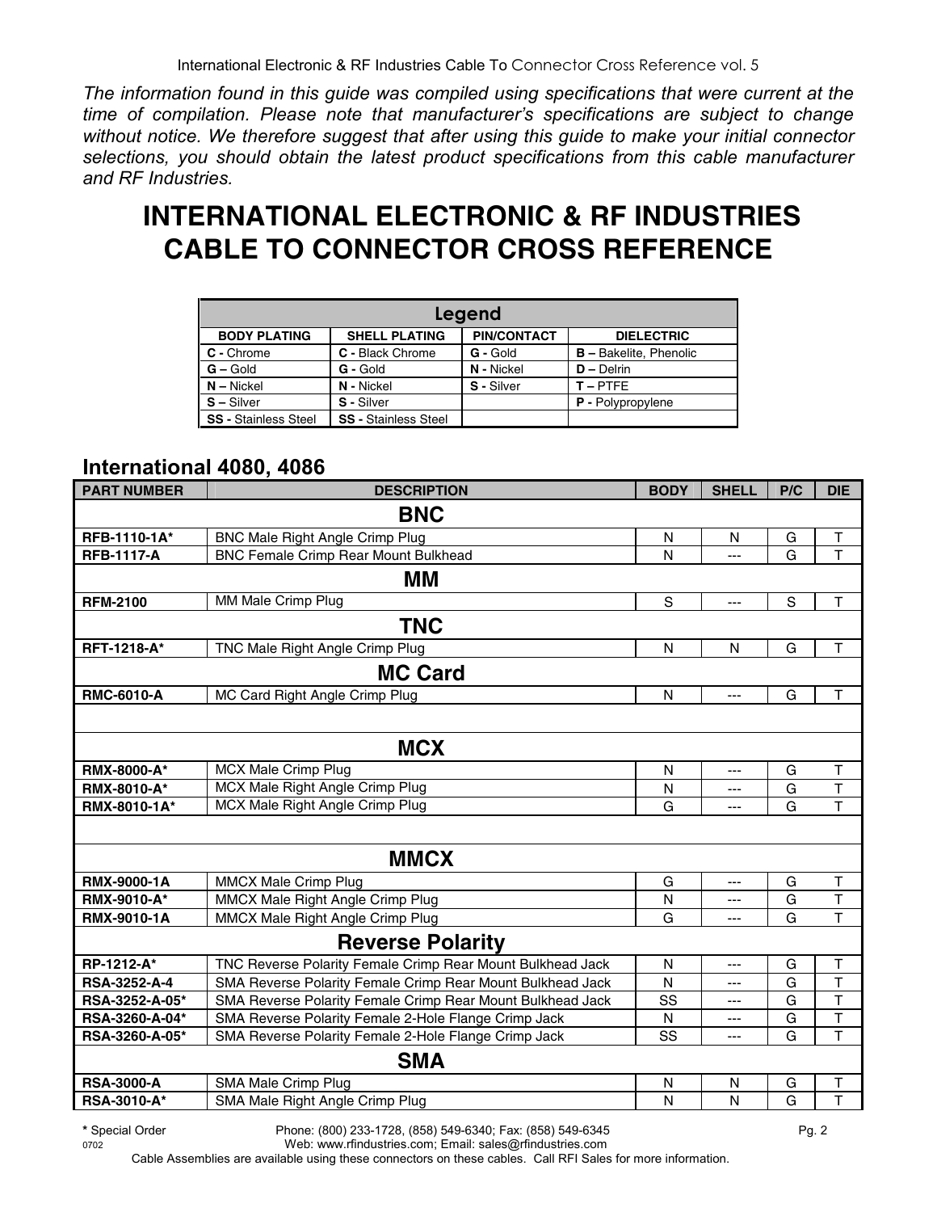*The information found in this guide was compiled using specifications that were current at the time of compilation. Please note that manufacturer's specifications are subject to change without notice. We therefore suggest that after using this guide to make your initial connector selections, you should obtain the latest product specifications from this cable manufacturer and RF Industries.*

# INTERNATIONAL ELECTRONIC & RF INDUSTRIES CABLE TO CONNECTOR CROSS REFERENCE

| Legend | | | |
|---|---|---|---|
| **BODY PLATING** | **SHELL PLATING** | **PIN/CONTACT** | **DIELECTRIC** |
| **C -** Chrome | **C -** Black Chrome | **G -** Gold | **B –** Bakelite, Phenolic |
| **G –** Gold | **G -** Gold | **N -** Nickel | **D –** Delrin |
| **N –** Nickel | **N -** Nickel | **S -** Silver | **T –** PTFE |
| **S –** Silver | **S -** Silver | | **P -** Polypropylene |
| **SS -** Stainless Steel | **SS -** Stainless Steel | | |

## International 4080, 4086

| PART NUMBER | DESCRIPTION | BODY | SHELL | P/C | DIE |
|---|---|---|---|---|---|
| | **BNC** | | | | |
| **RFB-1110-1A*** | BNC Male Right Angle Crimp Plug | N | N | G | T |
| **RFB-1117-A** | BNC Female Crimp Rear Mount Bulkhead | N | --- | G | T |
| | **MM** | | | | |
| **RFM-2100** | MM Male Crimp Plug | S | --- | S | T |
| | **TNC** | | | | |
| **RFT-1218-A*** | TNC Male Right Angle Crimp Plug | N | N | G | T |
| | **MC Card** | | | | |
| **RMC-6010-A** | MC Card Right Angle Crimp Plug | N | --- | G | T |
| | **MCX** | | | | |
| **RMX-8000-A*** | MCX Male Crimp Plug | N | --- | G | T |
| **RMX-8010-A*** | MCX Male Right Angle Crimp Plug | N | --- | G | T |
| **RMX-8010-1A*** | MCX Male Right Angle Crimp Plug | G | --- | G | T |
| | **MMCX** | | | | |
| **RMX-9000-1A** | MMCX Male Crimp Plug | G | --- | G | T |
| **RMX-9010-A*** | MMCX Male Right Angle Crimp Plug | N | --- | G | T |
| **RMX-9010-1A** | MMCX Male Right Angle Crimp Plug | G | --- | G | T |
| | **Reverse Polarity** | | | | |
| **RP-1212-A*** | TNC Reverse Polarity Female Crimp Rear Mount Bulkhead Jack | N | --- | G | T |
| **RSA-3252-A-4** | SMA Reverse Polarity Female Crimp Rear Mount Bulkhead Jack | N | --- | G | T |
| **RSA-3252-A-05*** | SMA Reverse Polarity Female Crimp Rear Mount Bulkhead Jack | SS | --- | G | T |
| **RSA-3260-A-04*** | SMA Reverse Polarity Female 2-Hole Flange Crimp Jack | N | --- | G | T |
| **RSA-3260-A-05*** | SMA Reverse Polarity Female 2-Hole Flange Crimp Jack | SS | --- | G | T |
| | **SMA** | | | | |
| **RSA-3000-A** | SMA Male Crimp Plug | N | N | G | T |
| **RSA-3010-A*** | SMA Male Right Angle Crimp Plug | N | N | G | T |

**\*** Special Order
Phone: (800) 233-1728, (858) 549-6340; Fax: (858) 549-6345
Web: www.rfindustries.com; Email: sales@rfindustries.com
0702
Cable Assemblies are available using these connectors on these cables. Call RFI Sales for more information.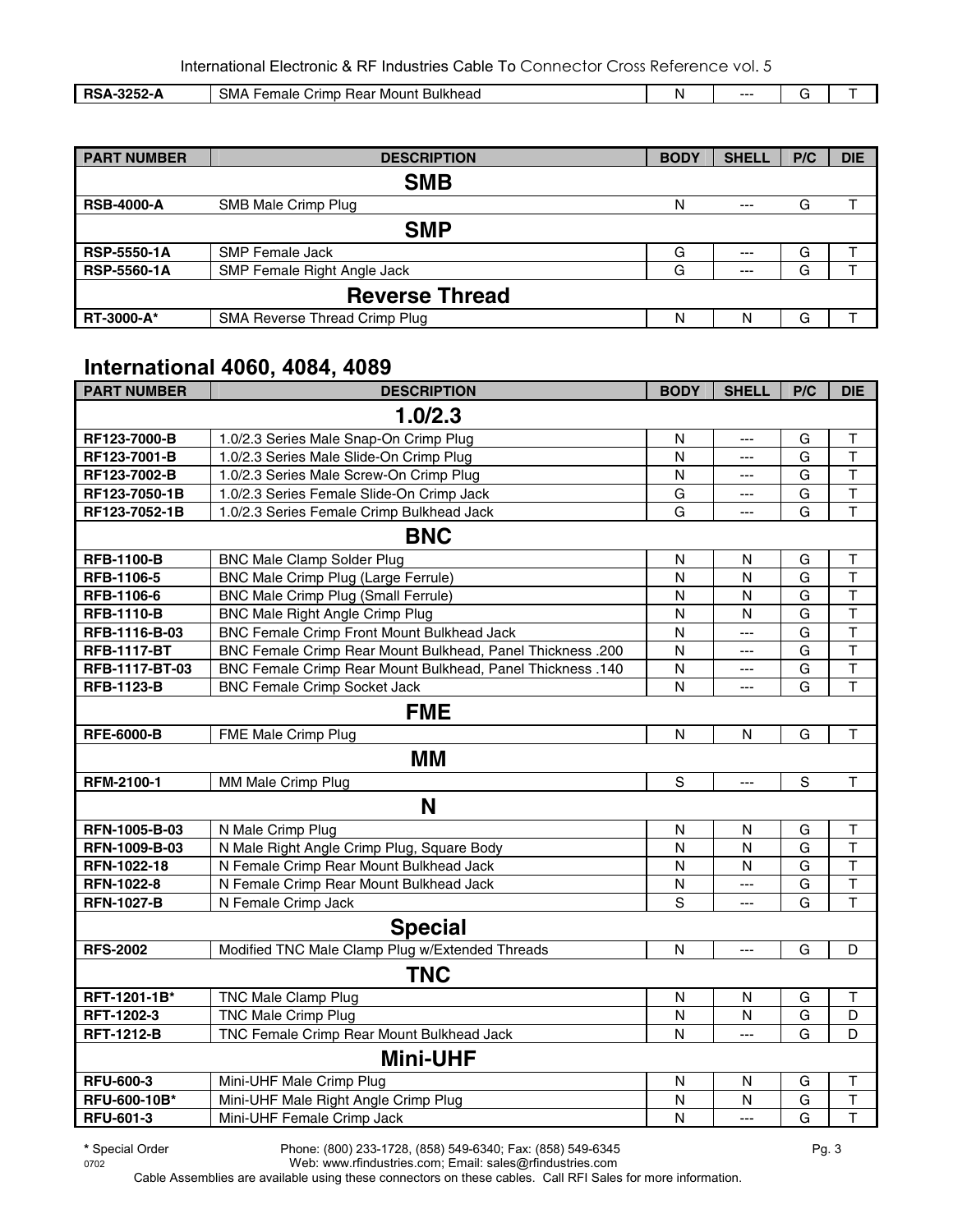| RSA-3252-A | SMA Female Crimp Rear Mount Bulkhead | N | --- | G | T |
|---|---|---|---|---|---|

| PART NUMBER | DESCRIPTION | BODY | SHELL | P/C | DIE |
|---|---|---|---|---|---|
| | **SMB** | | | | |
| **RSB-4000-A** | SMB Male Crimp Plug | N | --- | G | T |
| | **SMP** | | | | |
| **RSP-5550-1A** | SMP Female Jack | G | --- | G | T |
| **RSP-5560-1A** | SMP Female Right Angle Jack | G | --- | G | T |
| | **Reverse Thread** | | | | |
| **RT-3000-A*** | SMA Reverse Thread Crimp Plug | N | N | G | T |

## International 4060, 4084, 4089

| PART NUMBER | DESCRIPTION | BODY | SHELL | P/C | DIE |
|---|---|---|---|---|---|
| | **1.0/2.3** | | | | |
| **RF123-7000-B** | 1.0/2.3 Series Male Snap-On Crimp Plug | N | --- | G | T |
| **RF123-7001-B** | 1.0/2.3 Series Male Slide-On Crimp Plug | N | --- | G | T |
| **RF123-7002-B** | 1.0/2.3 Series Male Screw-On Crimp Plug | N | --- | G | T |
| **RF123-7050-1B** | 1.0/2.3 Series Female Slide-On Crimp Jack | G | --- | G | T |
| **RF123-7052-1B** | 1.0/2.3 Series Female Crimp Bulkhead Jack | G | --- | G | T |
| | **BNC** | | | | |
| **RFB-1100-B** | BNC Male Clamp Solder Plug | N | N | G | T |
| **RFB-1106-5** | BNC Male Crimp Plug (Large Ferrule) | N | N | G | T |
| **RFB-1106-6** | BNC Male Crimp Plug (Small Ferrule) | N | N | G | T |
| **RFB-1110-B** | BNC Male Right Angle Crimp Plug | N | N | G | T |
| **RFB-1116-B-03** | BNC Female Crimp Front Mount Bulkhead Jack | N | --- | G | T |
| **RFB-1117-BT** | BNC Female Crimp Rear Mount Bulkhead, Panel Thickness .200 | N | --- | G | T |
| **RFB-1117-BT-03** | BNC Female Crimp Rear Mount Bulkhead, Panel Thickness .140 | N | --- | G | T |
| **RFB-1123-B** | BNC Female Crimp Socket Jack | N | --- | G | T |
| | **FME** | | | | |
| **RFE-6000-B** | FME Male Crimp Plug | N | N | G | T |
| | **MM** | | | | |
| **RFM-2100-1** | MM Male Crimp Plug | S | --- | S | T |
| | **N** | | | | |
| **RFN-1005-B-03** | N Male Crimp Plug | N | N | G | T |
| **RFN-1009-B-03** | N Male Right Angle Crimp Plug, Square Body | N | N | G | T |
| **RFN-1022-18** | N Female Crimp Rear Mount Bulkhead Jack | N | N | G | T |
| **RFN-1022-8** | N Female Crimp Rear Mount Bulkhead Jack | N | --- | G | T |
| **RFN-1027-B** | N Female Crimp Jack | S | --- | G | T |
| | **Special** | | | | |
| **RFS-2002** | Modified TNC Male Clamp Plug w/Extended Threads | N | --- | G | D |
| | **TNC** | | | | |
| **RFT-1201-1B*** | TNC Male Clamp Plug | N | N | G | T |
| **RFT-1202-3** | TNC Male Crimp Plug | N | N | G | D |
| **RFT-1212-B** | TNC Female Crimp Rear Mount Bulkhead Jack | N | --- | G | D |
| | **Mini-UHF** | | | | |
| **RFU-600-3** | Mini-UHF Male Crimp Plug | N | N | G | T |
| **RFU-600-10B*** | Mini-UHF Male Right Angle Crimp Plug | N | N | G | T |
| **RFU-601-3** | Mini-UHF Female Crimp Jack | N | --- | G | T |

**\*** Special Order

Phone: (800) 233-1728, (858) 549-6340; Fax: (858) 549-6345
Web: www.rfindustries.com; Email: sales@rfindustries.com

Cable Assemblies are available using these connectors on these cables. Call RFI Sales for more information.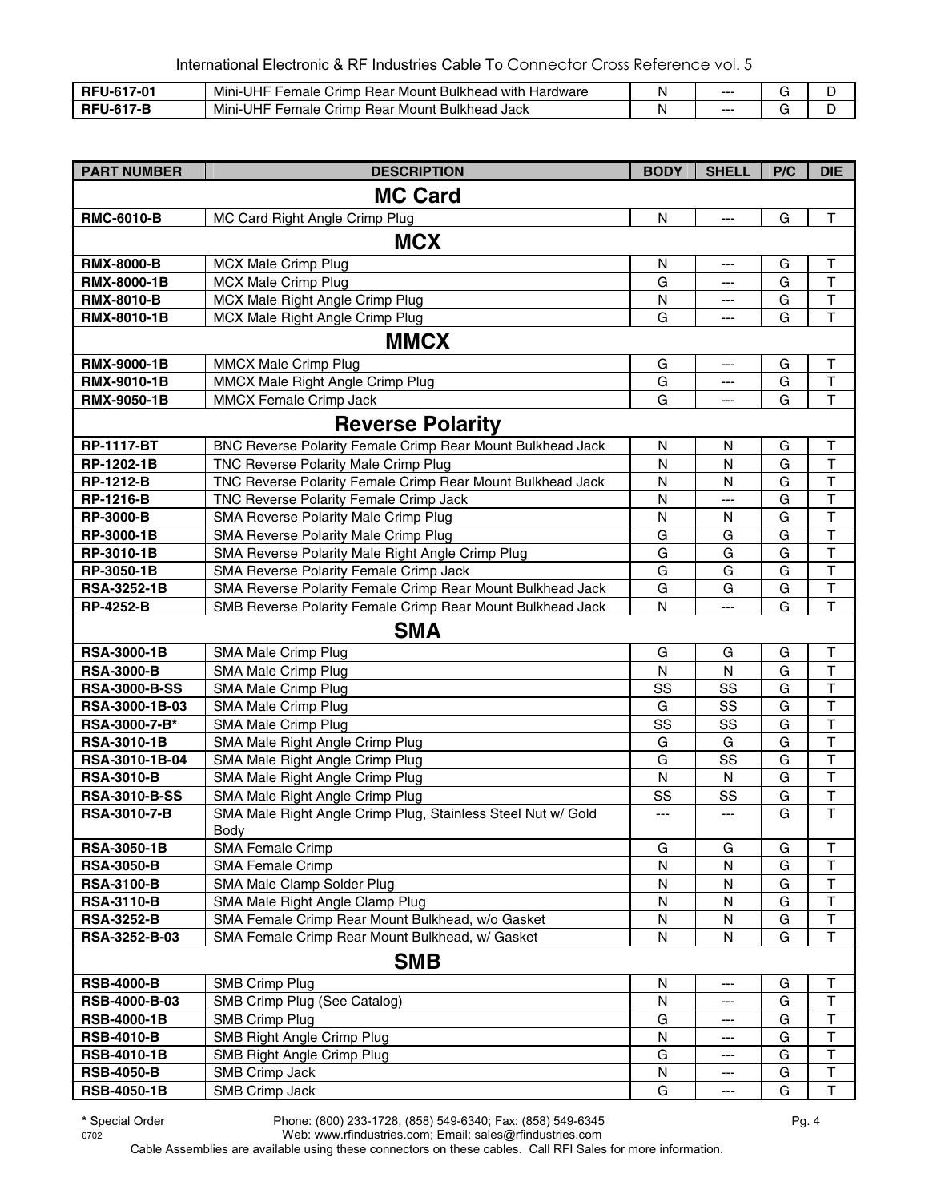| RFU-617-01 | Mini-UHF Female Crimp Rear Mount Bulkhead with Hardware | N | --- | G | D |
|---|---|---|---|---|---|
| **RFU-617-B** | Mini-UHF Female Crimp Rear Mount Bulkhead Jack | N | --- | G | D |

| PART NUMBER | DESCRIPTION | BODY | SHELL | P/C | DIE |
|---|---|---|---|---|---|
| | **MC Card** | | | | |
| **RMC-6010-B** | MC Card Right Angle Crimp Plug | N | --- | G | T |
| | **MCX** | | | | |
| **RMX-8000-B** | MCX Male Crimp Plug | N | --- | G | T |
| **RMX-8000-1B** | MCX Male Crimp Plug | G | --- | G | T |
| **RMX-8010-B** | MCX Male Right Angle Crimp Plug | N | --- | G | T |
| **RMX-8010-1B** | MCX Male Right Angle Crimp Plug | G | --- | G | T |
| | **MMCX** | | | | |
| **RMX-9000-1B** | MMCX Male Crimp Plug | G | --- | G | T |
| **RMX-9010-1B** | MMCX Male Right Angle Crimp Plug | G | --- | G | T |
| **RMX-9050-1B** | MMCX Female Crimp Jack | G | --- | G | T |
| | **Reverse Polarity** | | | | |
| **RP-1117-BT** | BNC Reverse Polarity Female Crimp Rear Mount Bulkhead Jack | N | N | G | T |
| **RP-1202-1B** | TNC Reverse Polarity Male Crimp Plug | N | N | G | T |
| **RP-1212-B** | TNC Reverse Polarity Female Crimp Rear Mount Bulkhead Jack | N | N | G | T |
| **RP-1216-B** | TNC Reverse Polarity Female Crimp Jack | N | --- | G | T |
| **RP-3000-B** | SMA Reverse Polarity Male Crimp Plug | N | N | G | T |
| **RP-3000-1B** | SMA Reverse Polarity Male Crimp Plug | G | G | G | T |
| **RP-3010-1B** | SMA Reverse Polarity Male Right Angle Crimp Plug | G | G | G | T |
| **RP-3050-1B** | SMA Reverse Polarity Female Crimp Jack | G | G | G | T |
| **RSA-3252-1B** | SMA Reverse Polarity Female Crimp Rear Mount Bulkhead Jack | G | G | G | T |
| **RP-4252-B** | SMB Reverse Polarity Female Crimp Rear Mount Bulkhead Jack | N | --- | G | T |
| | **SMA** | | | | |
| **RSA-3000-1B** | SMA Male Crimp Plug | G | G | G | T |
| **RSA-3000-B** | SMA Male Crimp Plug | N | N | G | T |
| **RSA-3000-B-SS** | SMA Male Crimp Plug | SS | SS | G | T |
| RSA-3000-1B-03 | SMA Male Crimp Plug | G | SS | G | T |
| RSA-3000-7-B* | SMA Male Crimp Plug | SS | SS | G | T |
| **RSA-3010-1B** | SMA Male Right Angle Crimp Plug | G | G | G | T |
| RSA-3010-1B-04 | SMA Male Right Angle Crimp Plug | G | SS | G | T |
| **RSA-3010-B** | SMA Male Right Angle Crimp Plug | N | N | G | T |
| **RSA-3010-B-SS** | SMA Male Right Angle Crimp Plug | SS | SS | G | T |
| **RSA-3010-7-B** | SMA Male Right Angle Crimp Plug, Stainless Steel Nut w/ Gold Body | --- | --- | G | T |
| **RSA-3050-1B** | SMA Female Crimp | G | G | G | T |
| **RSA-3050-B** | SMA Female Crimp | N | N | G | T |
| **RSA-3100-B** | SMA Male Clamp Solder Plug | N | N | G | T |
| **RSA-3110-B** | SMA Male Right Angle Clamp Plug | N | N | G | T |
| **RSA-3252-B** | SMA Female Crimp Rear Mount Bulkhead, w/o Gasket | N | N | G | T |
| RSA-3252-B-03 | SMA Female Crimp Rear Mount Bulkhead, w/ Gasket | N | N | G | T |
| | **SMB** | | | | |
| **RSB-4000-B** | SMB Crimp Plug | N | --- | G | T |
| RSB-4000-B-03 | SMB Crimp Plug (See Catalog) | N | --- | G | T |
| **RSB-4000-1B** | SMB Crimp Plug | G | --- | G | T |
| **RSB-4010-B** | SMB Right Angle Crimp Plug | N | --- | G | T |
| **RSB-4010-1B** | SMB Right Angle Crimp Plug | G | --- | G | T |
| **RSB-4050-B** | SMB Crimp Jack | N | --- | G | T |
| **RSB-4050-1B** | SMB Crimp Jack | G | --- | G | T |

**\*** Special Order

Phone: (800) 233-1728, (858) 549-6340; Fax: (858) 549-6345
Web: www.rfindustries.com; Email: sales@rfindustries.com

Cable Assemblies are available using these connectors on these cables. Call RFI Sales for more information.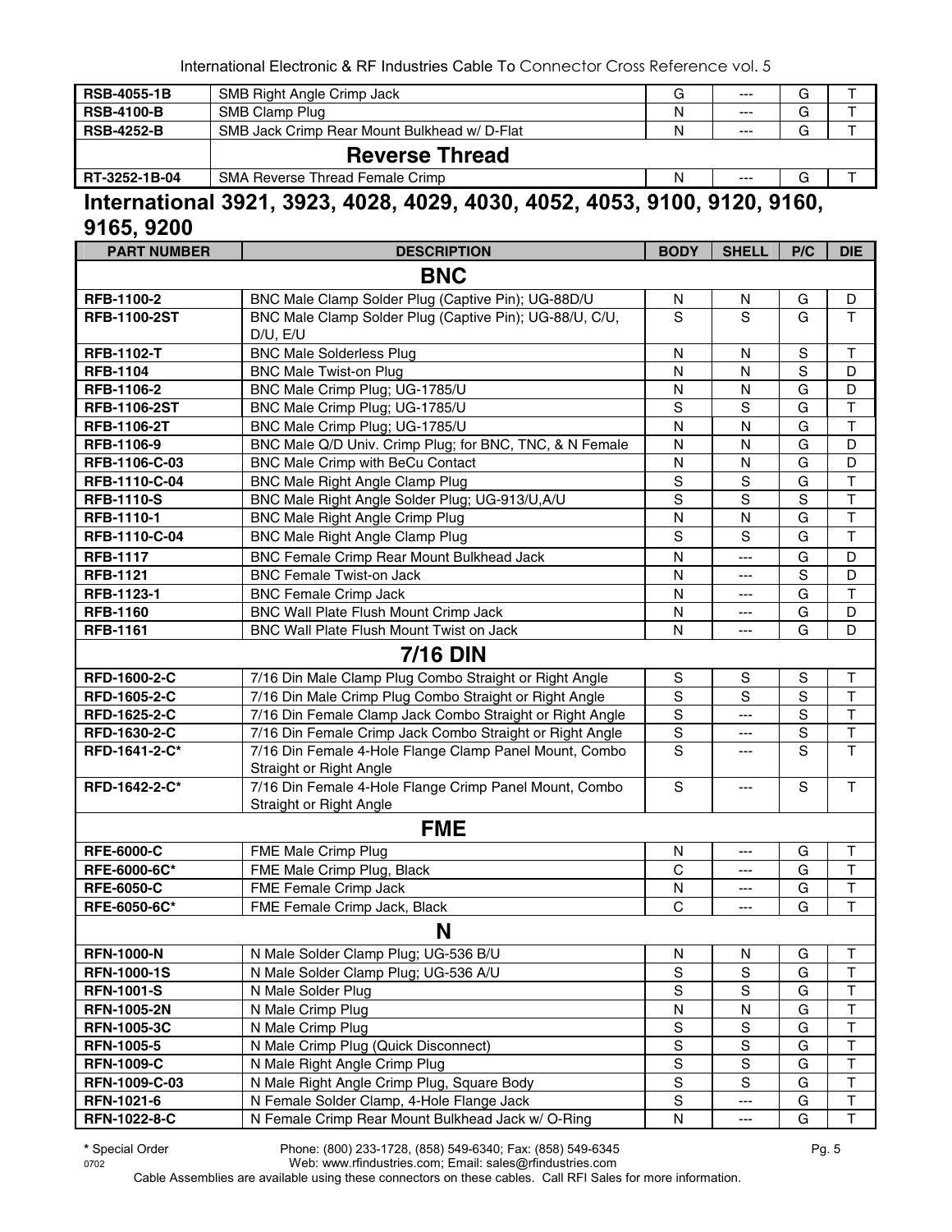| | | | | | |
|---|---|---|---|---|---|
| **RSB-4055-1B** | SMB Right Angle Crimp Jack | G | --- | G | T |
| **RSB-4100-B** | SMB Clamp Plug | N | --- | G | T |
| **RSB-4252-B** | SMB Jack Crimp Rear Mount Bulkhead w/ D-Flat | N | --- | G | T |
| | **Reverse Thread** | | | | |
| **RT-3252-1B-04** | SMA Reverse Thread Female Crimp | N | --- | G | T |

## International 3921, 3923, 4028, 4029, 4030, 4052, 4053, 9100, 9120, 9160, 9165, 9200

| PART NUMBER | DESCRIPTION | BODY | SHELL | P/C | DIE |
|---|---|---|---|---|---|
| | **BNC** | | | | |
| **RFB-1100-2** | BNC Male Clamp Solder Plug (Captive Pin); UG-88D/U | N | N | G | D |
| **RFB-1100-2ST** | BNC Male Clamp Solder Plug (Captive Pin); UG-88/U, C/U, D/U, E/U | S | S | G | T |
| **RFB-1102-T** | BNC Male Solderless Plug | N | N | S | T |
| **RFB-1104** | BNC Male Twist-on Plug | N | N | S | D |
| **RFB-1106-2** | BNC Male Crimp Plug; UG-1785/U | N | N | G | D |
| **RFB-1106-2ST** | BNC Male Crimp Plug; UG-1785/U | S | S | G | T |
| **RFB-1106-2T** | BNC Male Crimp Plug; UG-1785/U | N | N | G | T |
| **RFB-1106-9** | BNC Male Q/D Univ. Crimp Plug; for BNC, TNC, & N Female | N | N | G | D |
| **RFB-1106-C-03** | BNC Male Crimp with BeCu Contact | N | N | G | D |
| **RFB-1110-C-04** | BNC Male Right Angle Clamp Plug | S | S | G | T |
| **RFB-1110-S** | BNC Male Right Angle Solder Plug; UG-913/U,A/U | S | S | S | T |
| **RFB-1110-1** | BNC Male Right Angle Crimp Plug | N | N | G | T |
| **RFB-1110-C-04** | BNC Male Right Angle Clamp Plug | S | S | G | T |
| **RFB-1117** | BNC Female Crimp Rear Mount Bulkhead Jack | N | --- | G | D |
| **RFB-1121** | BNC Female Twist-on Jack | N | --- | S | D |
| **RFB-1123-1** | BNC Female Crimp Jack | N | --- | G | T |
| **RFB-1160** | BNC Wall Plate Flush Mount Crimp Jack | N | --- | G | D |
| **RFB-1161** | BNC Wall Plate Flush Mount Twist on Jack | N | --- | G | D |
| | **7/16 DIN** | | | | |
| **RFD-1600-2-C** | 7/16 Din Male Clamp Plug Combo Straight or Right Angle | S | S | S | T |
| **RFD-1605-2-C** | 7/16 Din Male Crimp Plug Combo Straight or Right Angle | S | S | S | T |
| **RFD-1625-2-C** | 7/16 Din Female Clamp Jack Combo Straight or Right Angle | S | --- | S | T |
| **RFD-1630-2-C** | 7/16 Din Female Crimp Jack Combo Straight or Right Angle | S | --- | S | T |
| **RFD-1641-2-C*** | 7/16 Din Female 4-Hole Flange Clamp Panel Mount, Combo Straight or Right Angle | S | --- | S | T |
| **RFD-1642-2-C*** | 7/16 Din Female 4-Hole Flange Crimp Panel Mount, Combo Straight or Right Angle | S | --- | S | T |
| | **FME** | | | | |
| **RFE-6000-C** | FME Male Crimp Plug | N | --- | G | T |
| **RFE-6000-6C*** | FME Male Crimp Plug, Black | C | --- | G | T |
| **RFE-6050-C** | FME Female Crimp Jack | N | --- | G | T |
| **RFE-6050-6C*** | FME Female Crimp Jack, Black | C | --- | G | T |
| | **N** | | | | |
| **RFN-1000-N** | N Male Solder Clamp Plug; UG-536 B/U | N | N | G | T |
| **RFN-1000-1S** | N Male Solder Clamp Plug; UG-536 A/U | S | S | G | T |
| **RFN-1001-S** | N Male Solder Plug | S | S | G | T |
| **RFN-1005-2N** | N Male Crimp Plug | N | N | G | T |
| **RFN-1005-3C** | N Male Crimp Plug | S | S | G | T |
| **RFN-1005-5** | N Male Crimp Plug (Quick Disconnect) | S | S | G | T |
| **RFN-1009-C** | N Male Right Angle Crimp Plug | S | S | G | T |
| **RFN-1009-C-03** | N Male Right Angle Crimp Plug, Square Body | S | S | G | T |
| **RFN-1021-6** | N Female Solder Clamp, 4-Hole Flange Jack | S | --- | G | T |
| **RFN-1022-8-C** | N Female Crimp Rear Mount Bulkhead Jack w/ O-Ring | N | --- | G | T |

* Special Order

Phone: (800) 233-1728, (858) 549-6340; Fax: (858) 549-6345
Web: www.rfindustries.com; Email: sales@rfindustries.com
Cable Assemblies are available using these connectors on these cables. Call RFI Sales for more information.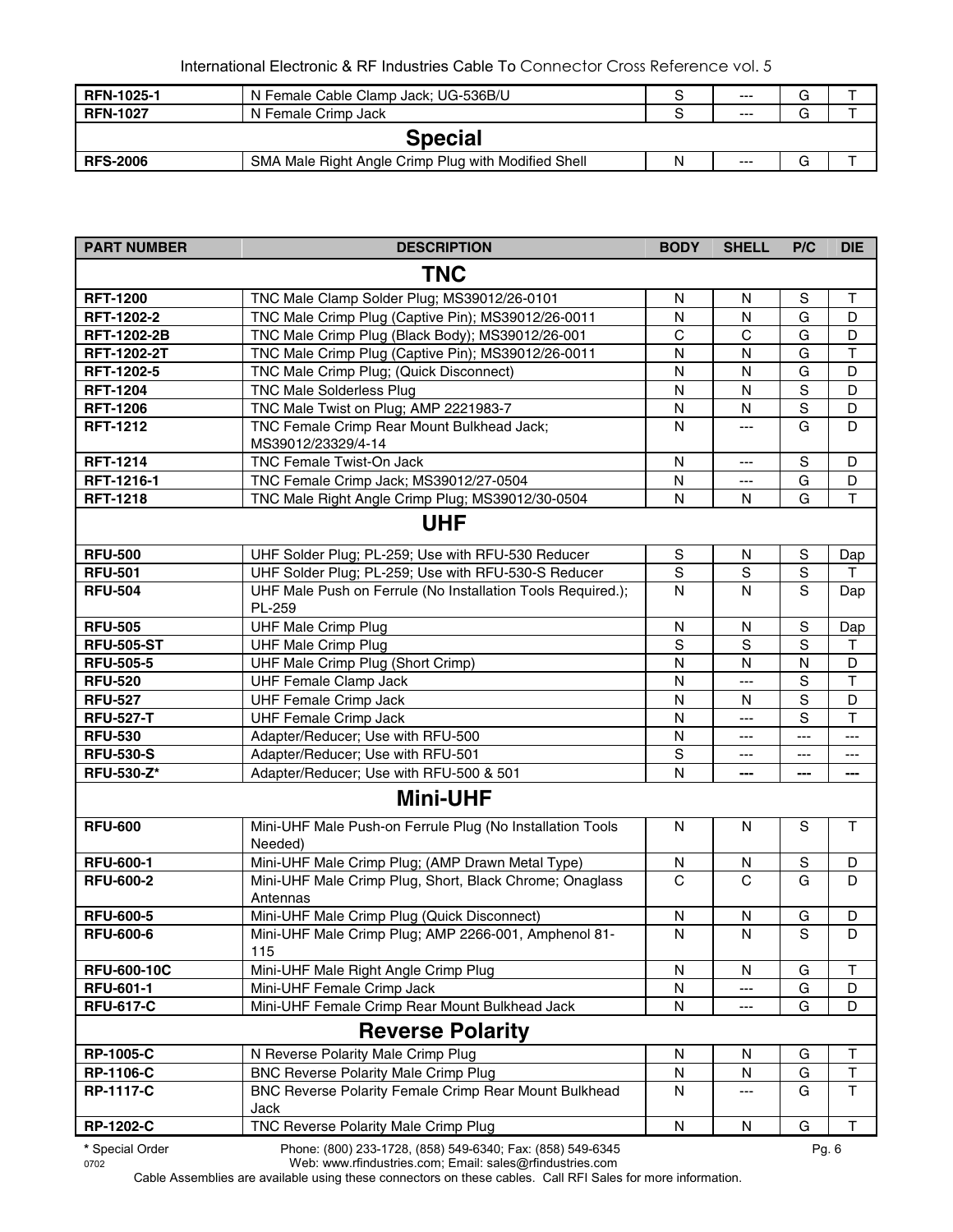| RFN-1025-1 | N Female Cable Clamp Jack; UG-536B/U | S | --- | G | T |
|---|---|---|---|---|---|
| **RFN-1027** | N Female Crimp Jack | S | --- | G | T |
| | **Special** | | | | |
| **RFS-2006** | SMA Male Right Angle Crimp Plug with Modified Shell | N | --- | G | T |

| PART NUMBER | DESCRIPTION | BODY | SHELL | P/C | DIE |
|---|---|---|---|---|---|
| | **TNC** | | | | |
| **RFT-1200** | TNC Male Clamp Solder Plug; MS39012/26-0101 | N | N | S | T |
| **RFT-1202-2** | TNC Male Crimp Plug (Captive Pin); MS39012/26-0011 | N | N | G | D |
| **RFT-1202-2B** | TNC Male Crimp Plug (Black Body); MS39012/26-001 | C | C | G | D |
| **RFT-1202-2T** | TNC Male Crimp Plug (Captive Pin); MS39012/26-0011 | N | N | G | T |
| **RFT-1202-5** | TNC Male Crimp Plug; (Quick Disconnect) | N | N | G | D |
| **RFT-1204** | TNC Male Solderless Plug | N | N | S | D |
| **RFT-1206** | TNC Male Twist on Plug; AMP 2221983-7 | N | N | S | D |
| **RFT-1212** | TNC Female Crimp Rear Mount Bulkhead Jack; MS39012/23329/4-14 | N | --- | G | D |
| **RFT-1214** | TNC Female Twist-On Jack | N | --- | S | D |
| **RFT-1216-1** | TNC Female Crimp Jack; MS39012/27-0504 | N | --- | G | D |
| **RFT-1218** | TNC Male Right Angle Crimp Plug; MS39012/30-0504 | N | N | G | T |
| | **UHF** | | | | |
| **RFU-500** | UHF Solder Plug; PL-259; Use with RFU-530 Reducer | S | N | S | Dap |
| **RFU-501** | UHF Solder Plug; PL-259; Use with RFU-530-S Reducer | S | S | S | T |
| **RFU-504** | UHF Male Push on Ferrule (No Installation Tools Required.); PL-259 | N | N | S | Dap |
| **RFU-505** | UHF Male Crimp Plug | N | N | S | Dap |
| **RFU-505-ST** | UHF Male Crimp Plug | S | S | S | T |
| **RFU-505-5** | UHF Male Crimp Plug (Short Crimp) | N | N | N | D |
| **RFU-520** | UHF Female Clamp Jack | N | --- | S | T |
| **RFU-527** | UHF Female Crimp Jack | N | N | S | D |
| **RFU-527-T** | UHF Female Crimp Jack | N | --- | S | T |
| **RFU-530** | Adapter/Reducer; Use with RFU-500 | N | --- | --- | --- |
| **RFU-530-S** | Adapter/Reducer; Use with RFU-501 | S | --- | --- | --- |
| **RFU-530-Z*** | Adapter/Reducer; Use with RFU-500 & 501 | N | --- | --- | --- |
| | **Mini-UHF** | | | | |
| **RFU-600** | Mini-UHF Male Push-on Ferrule Plug (No Installation Tools Needed) | N | N | S | T |
| **RFU-600-1** | Mini-UHF Male Crimp Plug; (AMP Drawn Metal Type) | N | N | S | D |
| **RFU-600-2** | Mini-UHF Male Crimp Plug, Short, Black Chrome; Onaglass Antennas | C | C | G | D |
| **RFU-600-5** | Mini-UHF Male Crimp Plug (Quick Disconnect) | N | N | G | D |
| **RFU-600-6** | Mini-UHF Male Crimp Plug; AMP 2266-001, Amphenol 81-115 | N | N | S | D |
| **RFU-600-10C** | Mini-UHF Male Right Angle Crimp Plug | N | N | G | T |
| **RFU-601-1** | Mini-UHF Female Crimp Jack | N | --- | G | D |
| **RFU-617-C** | Mini-UHF Female Crimp Rear Mount Bulkhead Jack | N | --- | G | D |
| | **Reverse Polarity** | | | | |
| **RP-1005-C** | N Reverse Polarity Male Crimp Plug | N | N | G | T |
| **RP-1106-C** | BNC Reverse Polarity Male Crimp Plug | N | N | G | T |
| **RP-1117-C** | BNC Reverse Polarity Female Crimp Rear Mount Bulkhead Jack | N | --- | G | T |
| **RP-1202-C** | TNC Reverse Polarity Male Crimp Plug | N | N | G | T |

**\*** Special Order

Phone: (800) 233-1728, (858) 549-6340; Fax: (858) 549-6345
Web: www.rfindustries.com; Email: sales@rfindustries.com

Cable Assemblies are available using these connectors on these cables. Call RFI Sales for more information.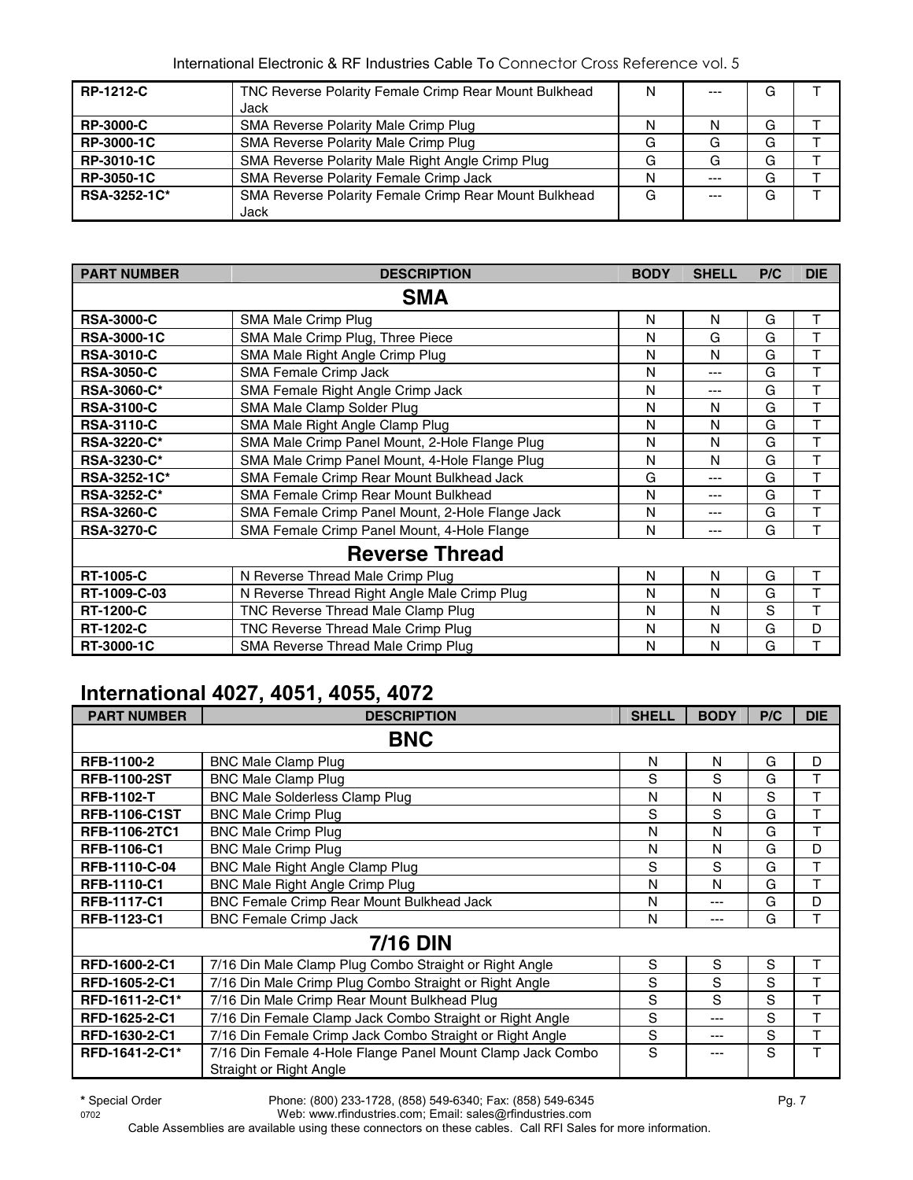| | | | | | |
|---|---|---|---|---|---|
| **RP-1212-C** | TNC Reverse Polarity Female Crimp Rear Mount Bulkhead Jack | N | --- | G | T |
| **RP-3000-C** | SMA Reverse Polarity Male Crimp Plug | N | N | G | T |
| **RP-3000-1C** | SMA Reverse Polarity Male Crimp Plug | G | G | G | T |
| **RP-3010-1C** | SMA Reverse Polarity Male Right Angle Crimp Plug | G | G | G | T |
| **RP-3050-1C** | SMA Reverse Polarity Female Crimp Jack | N | --- | G | T |
| **RSA-3252-1C*** | SMA Reverse Polarity Female Crimp Rear Mount Bulkhead Jack | G | --- | G | T |

| PART NUMBER | DESCRIPTION | BODY | SHELL | P/C | DIE |
|---|---|---|---|---|---|
| | **SMA** | | | | |
| **RSA-3000-C** | SMA Male Crimp Plug | N | N | G | T |
| **RSA-3000-1C** | SMA Male Crimp Plug, Three Piece | N | G | G | T |
| **RSA-3010-C** | SMA Male Right Angle Crimp Plug | N | N | G | T |
| **RSA-3050-C** | SMA Female Crimp Jack | N | --- | G | T |
| **RSA-3060-C*** | SMA Female Right Angle Crimp Jack | N | --- | G | T |
| **RSA-3100-C** | SMA Male Clamp Solder Plug | N | N | G | T |
| **RSA-3110-C** | SMA Male Right Angle Clamp Plug | N | N | G | T |
| **RSA-3220-C*** | SMA Male Crimp Panel Mount, 2-Hole Flange Plug | N | N | G | T |
| **RSA-3230-C*** | SMA Male Crimp Panel Mount, 4-Hole Flange Plug | N | N | G | T |
| **RSA-3252-1C*** | SMA Female Crimp Rear Mount Bulkhead Jack | G | --- | G | T |
| **RSA-3252-C*** | SMA Female Crimp Rear Mount Bulkhead | N | --- | G | T |
| **RSA-3260-C** | SMA Female Crimp Panel Mount, 2-Hole Flange Jack | N | --- | G | T |
| **RSA-3270-C** | SMA Female Crimp Panel Mount, 4-Hole Flange | N | --- | G | T |
| | **Reverse Thread** | | | | |
| **RT-1005-C** | N Reverse Thread Male Crimp Plug | N | N | G | T |
| **RT-1009-C-03** | N Reverse Thread Right Angle Male Crimp Plug | N | N | G | T |
| **RT-1200-C** | TNC Reverse Thread Male Clamp Plug | N | N | S | T |
| **RT-1202-C** | TNC Reverse Thread Male Crimp Plug | N | N | G | D |
| **RT-3000-1C** | SMA Reverse Thread Male Crimp Plug | N | N | G | T |

## International 4027, 4051, 4055, 4072

| PART NUMBER | DESCRIPTION | SHELL | BODY | P/C | DIE |
|---|---|---|---|---|---|
| | **BNC** | | | | |
| **RFB-1100-2** | BNC Male Clamp Plug | N | N | G | D |
| **RFB-1100-2ST** | BNC Male Clamp Plug | S | S | G | T |
| **RFB-1102-T** | BNC Male Solderless Clamp Plug | N | N | S | T |
| **RFB-1106-C1ST** | BNC Male Crimp Plug | S | S | G | T |
| **RFB-1106-2TC1** | BNC Male Crimp Plug | N | N | G | T |
| **RFB-1106-C1** | BNC Male Crimp Plug | N | N | G | D |
| **RFB-1110-C-04** | BNC Male Right Angle Clamp Plug | S | S | G | T |
| **RFB-1110-C1** | BNC Male Right Angle Crimp Plug | N | N | G | T |
| **RFB-1117-C1** | BNC Female Crimp Rear Mount Bulkhead Jack | N | --- | G | D |
| **RFB-1123-C1** | BNC Female Crimp Jack | N | --- | G | T |
| | **7/16 DIN** | | | | |
| **RFD-1600-2-C1** | 7/16 Din Male Clamp Plug Combo Straight or Right Angle | S | S | S | T |
| **RFD-1605-2-C1** | 7/16 Din Male Crimp Plug Combo Straight or Right Angle | S | S | S | T |
| **RFD-1611-2-C1*** | 7/16 Din Male Crimp Rear Mount Bulkhead Plug | S | S | S | T |
| **RFD-1625-2-C1** | 7/16 Din Female Clamp Jack Combo Straight or Right Angle | S | --- | S | T |
| **RFD-1630-2-C1** | 7/16 Din Female Crimp Jack Combo Straight or Right Angle | S | --- | S | T |
| **RFD-1641-2-C1*** | 7/16 Din Female 4-Hole Flange Panel Mount Clamp Jack Combo Straight or Right Angle | S | --- | S | T |

**\*** Special Order

Phone: (800) 233-1728, (858) 549-6340; Fax: (858) 549-6345
Web: www.rfindustries.com; Email: sales@rfindustries.com

Cable Assemblies are available using these connectors on these cables. Call RFI Sales for more information.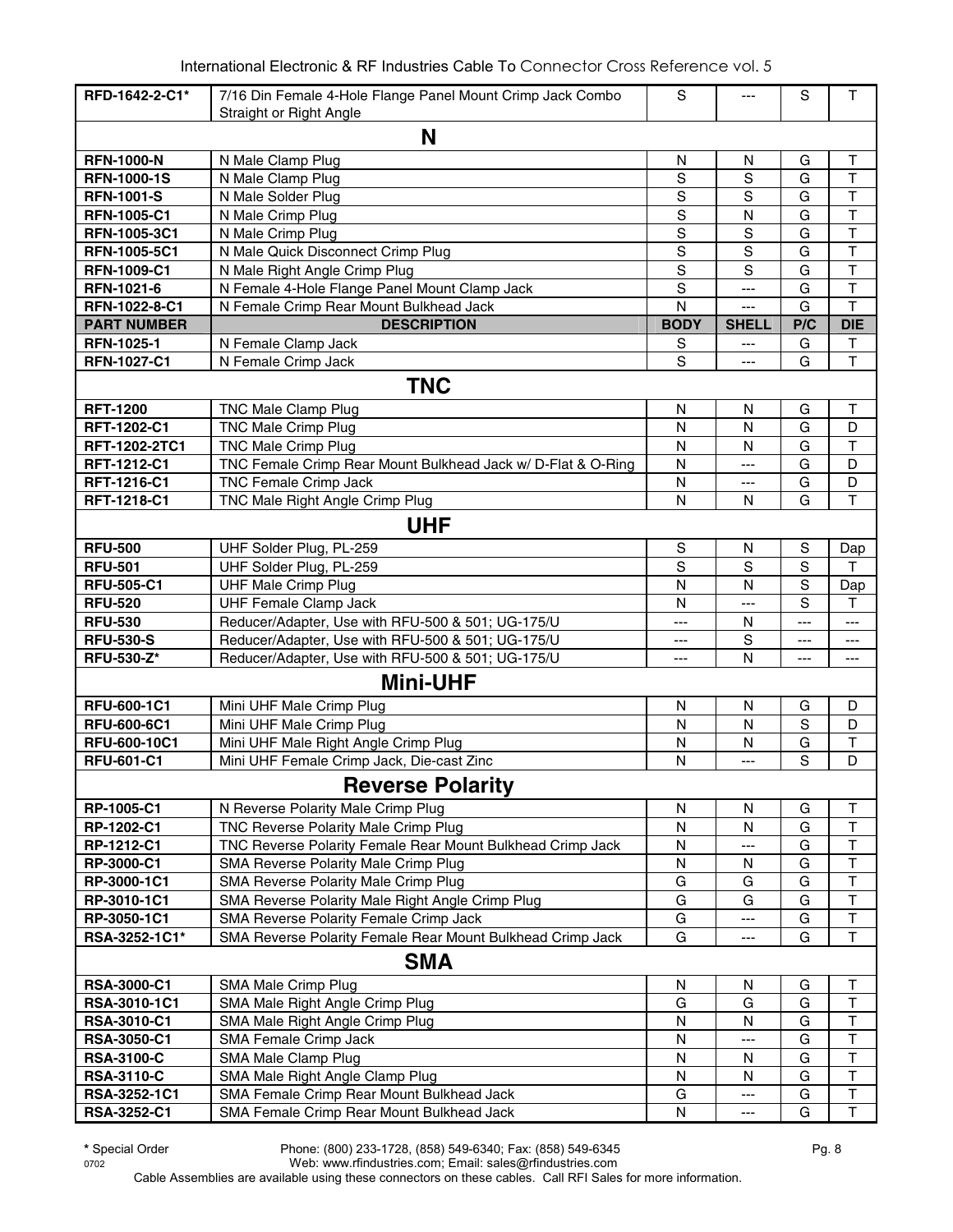| PART NUMBER | DESCRIPTION | BODY | SHELL | P/C | DIE |
|---|---|---|---|---|---|
| **RFD-1642-2-C1*** | 7/16 Din Female 4-Hole Flange Panel Mount Crimp Jack Combo Straight or Right Angle | S | --- | S | T |
| | **N** | | | | |
| **RFN-1000-N** | N Male Clamp Plug | N | N | G | T |
| **RFN-1000-1S** | N Male Clamp Plug | S | S | G | T |
| **RFN-1001-S** | N Male Solder Plug | S | S | G | T |
| **RFN-1005-C1** | N Male Crimp Plug | S | N | G | T |
| **RFN-1005-3C1** | N Male Crimp Plug | S | S | G | T |
| **RFN-1005-5C1** | N Male Quick Disconnect Crimp Plug | S | S | G | T |
| **RFN-1009-C1** | N Male Right Angle Crimp Plug | S | S | G | T |
| **RFN-1021-6** | N Female 4-Hole Flange Panel Mount Clamp Jack | S | --- | G | T |
| **RFN-1022-8-C1** | N Female Crimp Rear Mount Bulkhead Jack | N | --- | G | T |
| **PART NUMBER** | **DESCRIPTION** | **BODY** | **SHELL** | **P/C** | **DIE** |
| **RFN-1025-1** | N Female Clamp Jack | S | --- | G | T |
| **RFN-1027-C1** | N Female Crimp Jack | S | --- | G | T |
| | **TNC** | | | | |
| **RFT-1200** | TNC Male Clamp Plug | N | N | G | T |
| **RFT-1202-C1** | TNC Male Crimp Plug | N | N | G | D |
| **RFT-1202-2TC1** | TNC Male Crimp Plug | N | N | G | T |
| **RFT-1212-C1** | TNC Female Crimp Rear Mount Bulkhead Jack w/ D-Flat & O-Ring | N | --- | G | D |
| **RFT-1216-C1** | TNC Female Crimp Jack | N | --- | G | D |
| **RFT-1218-C1** | TNC Male Right Angle Crimp Plug | N | N | G | T |
| | **UHF** | | | | |
| **RFU-500** | UHF Solder Plug, PL-259 | S | N | S | Dap |
| **RFU-501** | UHF Solder Plug, PL-259 | S | S | S | T |
| **RFU-505-C1** | UHF Male Crimp Plug | N | N | S | Dap |
| **RFU-520** | UHF Female Clamp Jack | N | --- | S | T |
| **RFU-530** | Reducer/Adapter, Use with RFU-500 & 501; UG-175/U | --- | N | --- | --- |
| **RFU-530-S** | Reducer/Adapter, Use with RFU-500 & 501; UG-175/U | --- | S | --- | --- |
| **RFU-530-Z*** | Reducer/Adapter, Use with RFU-500 & 501; UG-175/U | --- | N | --- | --- |
| | **Mini-UHF** | | | | |
| **RFU-600-1C1** | Mini UHF Male Crimp Plug | N | N | G | D |
| **RFU-600-6C1** | Mini UHF Male Crimp Plug | N | N | S | D |
| **RFU-600-10C1** | Mini UHF Male Right Angle Crimp Plug | N | N | G | T |
| **RFU-601-C1** | Mini UHF Female Crimp Jack, Die-cast Zinc | N | --- | S | D |
| | **Reverse Polarity** | | | | |
| **RP-1005-C1** | N Reverse Polarity Male Crimp Plug | N | N | G | T |
| **RP-1202-C1** | TNC Reverse Polarity Male Crimp Plug | N | N | G | T |
| **RP-1212-C1** | TNC Reverse Polarity Female Rear Mount Bulkhead Crimp Jack | N | --- | G | T |
| **RP-3000-C1** | SMA Reverse Polarity Male Crimp Plug | N | N | G | T |
| **RP-3000-1C1** | SMA Reverse Polarity Male Crimp Plug | G | G | G | T |
| **RP-3010-1C1** | SMA Reverse Polarity Male Right Angle Crimp Plug | G | G | G | T |
| **RP-3050-1C1** | SMA Reverse Polarity Female Crimp Jack | G | --- | G | T |
| **RSA-3252-1C1*** | SMA Reverse Polarity Female Rear Mount Bulkhead Crimp Jack | G | --- | G | T |
| | **SMA** | | | | |
| **RSA-3000-C1** | SMA Male Crimp Plug | N | N | G | T |
| **RSA-3010-1C1** | SMA Male Right Angle Crimp Plug | G | G | G | T |
| **RSA-3010-C1** | SMA Male Right Angle Crimp Plug | N | N | G | T |
| **RSA-3050-C1** | SMA Female Crimp Jack | N | --- | G | T |
| **RSA-3100-C** | SMA Male Clamp Plug | N | N | G | T |
| **RSA-3110-C** | SMA Male Right Angle Clamp Plug | N | N | G | T |
| **RSA-3252-1C1** | SMA Female Crimp Rear Mount Bulkhead Jack | G | --- | G | T |
| **RSA-3252-C1** | SMA Female Crimp Rear Mount Bulkhead Jack | N | --- | G | T |

**\*** Special Order

Phone: (800) 233-1728, (858) 549-6340; Fax: (858) 549-6345
Web: www.rfindustries.com; Email: sales@rfindustries.com

Cable Assemblies are available using these connectors on these cables. Call RFI Sales for more information.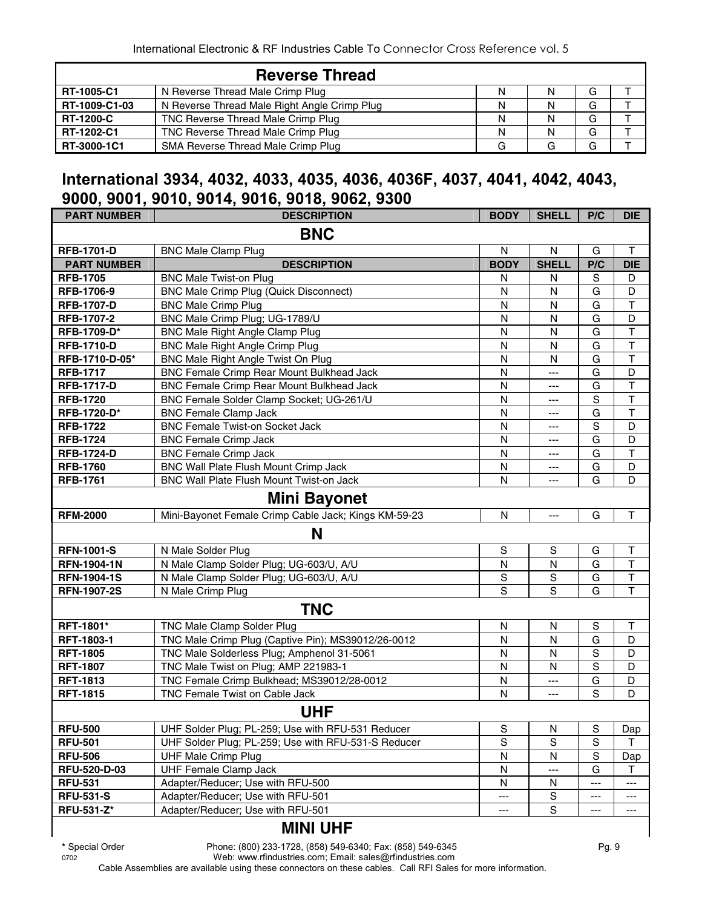| Reverse Thread | | | | | |
|---|---|---|---|---|---|
| **RT-1005-C1** | N Reverse Thread Male Crimp Plug | N | N | G | T |
| **RT-1009-C1-03** | N Reverse Thread Male Right Angle Crimp Plug | N | N | G | T |
| **RT-1200-C** | TNC Reverse Thread Male Crimp Plug | N | N | G | T |
| **RT-1202-C1** | TNC Reverse Thread Male Crimp Plug | N | N | G | T |
| **RT-3000-1C1** | SMA Reverse Thread Male Crimp Plug | G | G | G | T |

## International 3934, 4032, 4033, 4035, 4036, 4036F, 4037, 4041, 4042, 4043, 9000, 9001, 9010, 9014, 9016, 9018, 9062, 9300

| PART NUMBER | DESCRIPTION | BODY | SHELL | P/C | DIE |
|---|---|---|---|---|---|
| **BNC** | | | | | |
| **RFB-1701-D** | BNC Male Clamp Plug | N | N | G | T |
| **PART NUMBER** | **DESCRIPTION** | **BODY** | **SHELL** | **P/C** | **DIE** |
| **RFB-1705** | BNC Male Twist-on Plug | N | N | S | D |
| **RFB-1706-9** | BNC Male Crimp Plug (Quick Disconnect) | N | N | G | D |
| **RFB-1707-D** | BNC Male Crimp Plug | N | N | G | T |
| **RFB-1707-2** | BNC Male Crimp Plug; UG-1789/U | N | N | G | D |
| **RFB-1709-D*** | BNC Male Right Angle Clamp Plug | N | N | G | T |
| **RFB-1710-D** | BNC Male Right Angle Crimp Plug | N | N | G | T |
| **RFB-1710-D-05*** | BNC Male Right Angle Twist On Plug | N | N | G | T |
| **RFB-1717** | BNC Female Crimp Rear Mount Bulkhead Jack | N | --- | G | D |
| **RFB-1717-D** | BNC Female Crimp Rear Mount Bulkhead Jack | N | --- | G | T |
| **RFB-1720** | BNC Female Solder Clamp Socket; UG-261/U | N | --- | S | T |
| **RFB-1720-D*** | BNC Female Clamp Jack | N | --- | G | T |
| **RFB-1722** | BNC Female Twist-on Socket Jack | N | --- | S | D |
| **RFB-1724** | BNC Female Crimp Jack | N | --- | G | D |
| **RFB-1724-D** | BNC Female Crimp Jack | N | --- | G | T |
| **RFB-1760** | BNC Wall Plate Flush Mount Crimp Jack | N | --- | G | D |
| **RFB-1761** | BNC Wall Plate Flush Mount Twist-on Jack | N | --- | G | D |
| **Mini Bayonet** | | | | | |
| **RFM-2000** | Mini-Bayonet Female Crimp Cable Jack; Kings KM-59-23 | N | --- | G | T |
| **N** | | | | | |
| **RFN-1001-S** | N Male Solder Plug | S | S | G | T |
| **RFN-1904-1N** | N Male Clamp Solder Plug; UG-603/U, A/U | N | N | G | T |
| **RFN-1904-1S** | N Male Clamp Solder Plug; UG-603/U, A/U | S | S | G | T |
| **RFN-1907-2S** | N Male Crimp Plug | S | S | G | T |
| **TNC** | | | | | |
| **RFT-1801*** | TNC Male Clamp Solder Plug | N | N | S | T |
| **RFT-1803-1** | TNC Male Crimp Plug (Captive Pin); MS39012/26-0012 | N | N | G | D |
| **RFT-1805** | TNC Male Solderless Plug; Amphenol 31-5061 | N | N | S | D |
| **RFT-1807** | TNC Male Twist on Plug; AMP 221983-1 | N | N | S | D |
| **RFT-1813** | TNC Female Crimp Bulkhead; MS39012/28-0012 | N | --- | G | D |
| **RFT-1815** | TNC Female Twist on Cable Jack | N | --- | S | D |
| **UHF** | | | | | |
| **RFU-500** | UHF Solder Plug; PL-259; Use with RFU-531 Reducer | S | N | S | Dap |
| **RFU-501** | UHF Solder Plug; PL-259; Use with RFU-531-S Reducer | S | S | S | T |
| **RFU-506** | UHF Male Crimp Plug | N | N | S | Dap |
| **RFU-520-D-03** | UHF Female Clamp Jack | N | --- | G | T |
| **RFU-531** | Adapter/Reducer; Use with RFU-500 | N | N | --- | --- |
| **RFU-531-S** | Adapter/Reducer; Use with RFU-501 | --- | S | --- | --- |
| **RFU-531-Z*** | Adapter/Reducer; Use with RFU-501 | --- | S | --- | --- |
| **MINI UHF** | | | | | |

**\*** Special Order

Cable Assemblies are available using these connectors on these cables. Call RFI Sales for more information.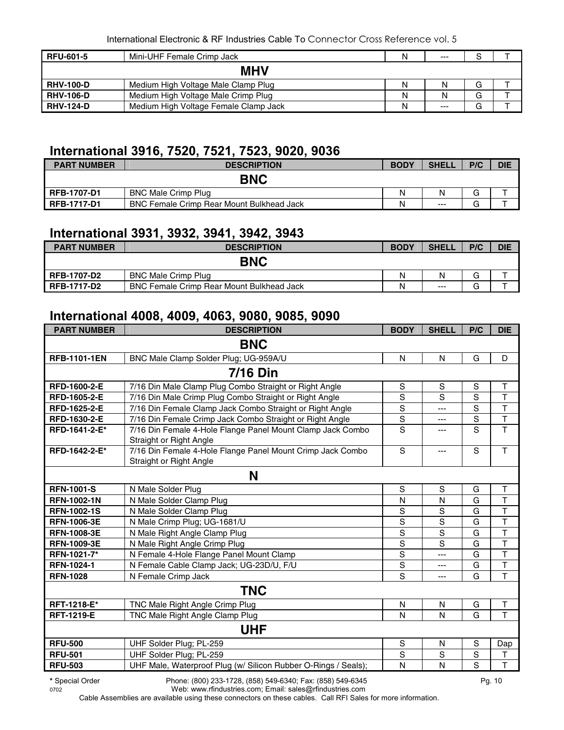| RFU-601-5 | Mini-UHF Female Crimp Jack | N | --- | S | T |
|---|---|---|---|---|---|
| **MHV** | | | | | |
| RHV-100-D | Medium High Voltage Male Clamp Plug | N | N | G | T |
| RHV-106-D | Medium High Voltage Male Crimp Plug | N | N | G | T |
| RHV-124-D | Medium High Voltage Female Clamp Jack | N | --- | G | T |

## International 3916, 7520, 7521, 7523, 9020, 9036

| PART NUMBER | DESCRIPTION | BODY | SHELL | P/C | DIE |
|---|---|---|---|---|---|
| **BNC** | | | | | |
| RFB-1707-D1 | BNC Male Crimp Plug | N | N | G | T |
| RFB-1717-D1 | BNC Female Crimp Rear Mount Bulkhead Jack | N | --- | G | T |

## International 3931, 3932, 3941, 3942, 3943

| PART NUMBER | DESCRIPTION | BODY | SHELL | P/C | DIE |
|---|---|---|---|---|---|
| **BNC** | | | | | |
| RFB-1707-D2 | BNC Male Crimp Plug | N | N | G | T |
| RFB-1717-D2 | BNC Female Crimp Rear Mount Bulkhead Jack | N | --- | G | T |

## International 4008, 4009, 4063, 9080, 9085, 9090

| PART NUMBER | DESCRIPTION | BODY | SHELL | P/C | DIE |
|---|---|---|---|---|---|
| **BNC** | | | | | |
| RFB-1101-1EN | BNC Male Clamp Solder Plug; UG-959A/U | N | N | G | D |
| **7/16 Din** | | | | | |
| RFD-1600-2-E | 7/16 Din Male Clamp Plug Combo Straight or Right Angle | S | S | S | T |
| RFD-1605-2-E | 7/16 Din Male Crimp Plug Combo Straight or Right Angle | S | S | S | T |
| RFD-1625-2-E | 7/16 Din Female Clamp Jack Combo Straight or Right Angle | S | --- | S | T |
| RFD-1630-2-E | 7/16 Din Female Crimp Jack Combo Straight or Right Angle | S | --- | S | T |
| RFD-1641-2-E* | 7/16 Din Female 4-Hole Flange Panel Mount Clamp Jack Combo Straight or Right Angle | S | --- | S | T |
| RFD-1642-2-E* | 7/16 Din Female 4-Hole Flange Panel Mount Crimp Jack Combo Straight or Right Angle | S | --- | S | T |
| **N** | | | | | |
| RFN-1001-S | N Male Solder Plug | S | S | G | T |
| RFN-1002-1N | N Male Solder Clamp Plug | N | N | G | T |
| RFN-1002-1S | N Male Solder Clamp Plug | S | S | G | T |
| RFN-1006-3E | N Male Crimp Plug; UG-1681/U | S | S | G | T |
| RFN-1008-3E | N Male Right Angle Clamp Plug | S | S | G | T |
| RFN-1009-3E | N Male Right Angle Crimp Plug | S | S | G | T |
| RFN-1021-7* | N Female 4-Hole Flange Panel Mount Clamp | S | --- | G | T |
| RFN-1024-1 | N Female Cable Clamp Jack; UG-23D/U, F/U | S | --- | G | T |
| RFN-1028 | N Female Crimp Jack | S | --- | G | T |
| **TNC** | | | | | |
| RFT-1218-E* | TNC Male Right Angle Crimp Plug | N | N | G | T |
| RFT-1219-E | TNC Male Right Angle Clamp Plug | N | N | G | T |
| **UHF** | | | | | |
| RFU-500 | UHF Solder Plug; PL-259 | S | N | S | Dap |
| RFU-501 | UHF Solder Plug; PL-259 | S | S | S | T |
| RFU-503 | UHF Male, Waterproof Plug (w/ Silicon Rubber O-Rings / Seals); | N | N | S | T |

* Special Order

Cable Assemblies are available using these connectors on these cables. Call RFI Sales for more information.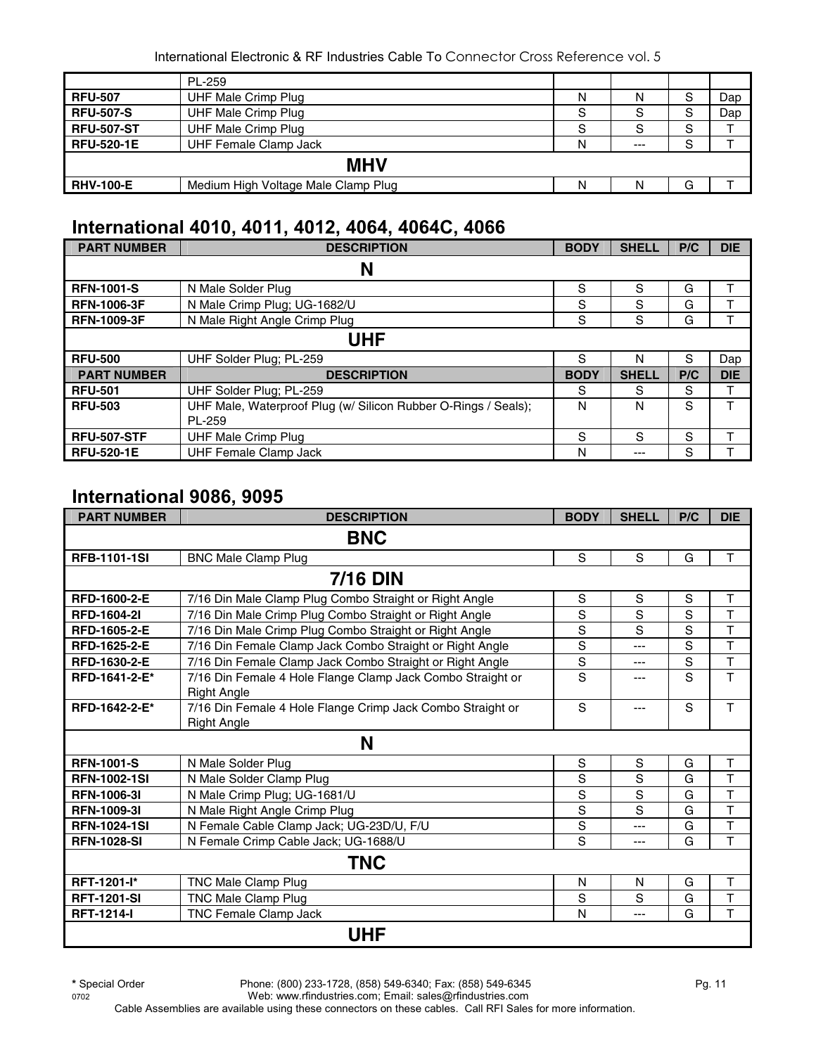| | PL-259 | | | | |
|---|---|---|---|---|---|
| **RFU-507** | UHF Male Crimp Plug | N | N | S | Dap |
| **RFU-507-S** | UHF Male Crimp Plug | S | S | S | Dap |
| **RFU-507-ST** | UHF Male Crimp Plug | S | S | S | T |
| **RFU-520-1E** | UHF Female Clamp Jack | N | --- | S | T |
| | **MHV** | | | | |
| **RHV-100-E** | Medium High Voltage Male Clamp Plug | N | N | G | T |

## International 4010, 4011, 4012, 4064, 4064C, 4066

| PART NUMBER | DESCRIPTION | BODY | SHELL | P/C | DIE |
|---|---|---|---|---|---|
| | **N** | | | | |
| **RFN-1001-S** | N Male Solder Plug | S | S | G | T |
| **RFN-1006-3F** | N Male Crimp Plug; UG-1682/U | S | S | G | T |
| **RFN-1009-3F** | N Male Right Angle Crimp Plug | S | S | G | T |
| | **UHF** | | | | |
| **RFU-500** | UHF Solder Plug; PL-259 | S | N | S | Dap |
| **PART NUMBER** | **DESCRIPTION** | **BODY** | **SHELL** | **P/C** | **DIE** |
| **RFU-501** | UHF Solder Plug; PL-259 | S | S | S | T |
| **RFU-503** | UHF Male, Waterproof Plug (w/ Silicon Rubber O-Rings / Seals); PL-259 | N | N | S | T |
| **RFU-507-STF** | UHF Male Crimp Plug | S | S | S | T |
| **RFU-520-1E** | UHF Female Clamp Jack | N | --- | S | T |

## International 9086, 9095

| PART NUMBER | DESCRIPTION | BODY | SHELL | P/C | DIE |
|---|---|---|---|---|---|
| | **BNC** | | | | |
| **RFB-1101-1SI** | BNC Male Clamp Plug | S | S | G | T |
| | **7/16 DIN** | | | | |
| **RFD-1600-2-E** | 7/16 Din Male Clamp Plug Combo Straight or Right Angle | S | S | S | T |
| **RFD-1604-2I** | 7/16 Din Male Crimp Plug Combo Straight or Right Angle | S | S | S | T |
| **RFD-1605-2-E** | 7/16 Din Male Crimp Plug Combo Straight or Right Angle | S | S | S | T |
| **RFD-1625-2-E** | 7/16 Din Female Clamp Jack Combo Straight or Right Angle | S | --- | S | T |
| **RFD-1630-2-E** | 7/16 Din Female Clamp Jack Combo Straight or Right Angle | S | --- | S | T |
| **RFD-1641-2-E*** | 7/16 Din Female 4 Hole Flange Clamp Jack Combo Straight or Right Angle | S | --- | S | T |
| **RFD-1642-2-E*** | 7/16 Din Female 4 Hole Flange Crimp Jack Combo Straight or Right Angle | S | --- | S | T |
| | **N** | | | | |
| **RFN-1001-S** | N Male Solder Plug | S | S | G | T |
| **RFN-1002-1SI** | N Male Solder Clamp Plug | S | S | G | T |
| **RFN-1006-3I** | N Male Crimp Plug; UG-1681/U | S | S | G | T |
| **RFN-1009-3I** | N Male Right Angle Crimp Plug | S | S | G | T |
| **RFN-1024-1SI** | N Female Cable Clamp Jack; UG-23D/U, F/U | S | --- | G | T |
| **RFN-1028-SI** | N Female Crimp Cable Jack; UG-1688/U | S | --- | G | T |
| | **TNC** | | | | |
| **RFT-1201-I*** | TNC Male Clamp Plug | N | N | G | T |
| **RFT-1201-SI** | TNC Male Clamp Plug | S | S | G | T |
| **RFT-1214-I** | TNC Female Clamp Jack | N | --- | G | T |
| | **UHF** | | | | |

* Special Order

Phone: (800) 233-1728, (858) 549-6340; Fax: (858) 549-6345
Web: www.rfindustries.com; Email: sales@rfindustries.com
Cable Assemblies are available using these connectors on these cables. Call RFI Sales for more information.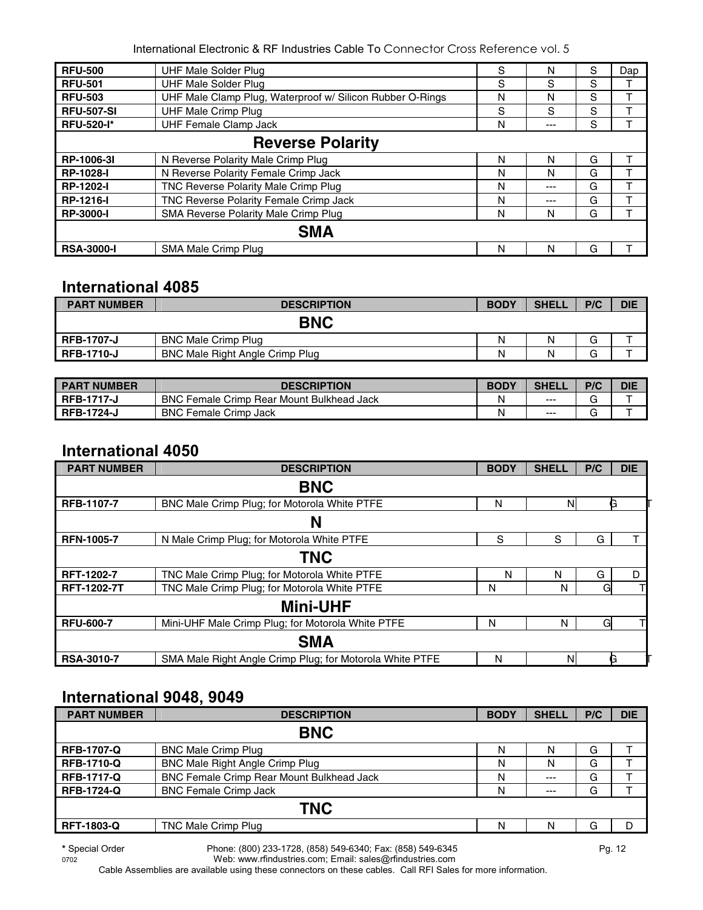| | | | | | |
|---|---|---|---|---|---|
| **RFU-500** | UHF Male Solder Plug | S | N | S | Dap |
| **RFU-501** | UHF Male Solder Plug | S | S | S | T |
| **RFU-503** | UHF Male Clamp Plug, Waterproof w/ Silicon Rubber O-Rings | N | N | S | T |
| **RFU-507-SI** | UHF Male Crimp Plug | S | S | S | T |
| **RFU-520-I*** | UHF Female Clamp Jack | N | --- | S | T |
| | **Reverse Polarity** | | | | |
| **RP-1006-3I** | N Reverse Polarity Male Crimp Plug | N | N | G | T |
| **RP-1028-I** | N Reverse Polarity Female Crimp Jack | N | N | G | T |
| **RP-1202-I** | TNC Reverse Polarity Male Crimp Plug | N | --- | G | T |
| **RP-1216-I** | TNC Reverse Polarity Female Crimp Jack | N | --- | G | T |
| **RP-3000-I** | SMA Reverse Polarity Male Crimp Plug | N | N | G | T |
| | **SMA** | | | | |
| **RSA-3000-I** | SMA Male Crimp Plug | N | N | G | T |

## International 4085

| PART NUMBER | DESCRIPTION | BODY | SHELL | P/C | DIE |
|---|---|---|---|---|---|
| | **BNC** | | | | |
| **RFB-1707-J** | BNC Male Crimp Plug | N | N | G | T |
| **RFB-1710-J** | BNC Male Right Angle Crimp Plug | N | N | G | T |

| PART NUMBER | DESCRIPTION | BODY | SHELL | P/C | DIE |
|---|---|---|---|---|---|
| **RFB-1717-J** | BNC Female Crimp Rear Mount Bulkhead Jack | N | --- | G | T |
| **RFB-1724-J** | BNC Female Crimp Jack | N | --- | G | T |

## International 4050

| PART NUMBER | DESCRIPTION | BODY | SHELL | P/C | DIE |
|---|---|---|---|---|---|
| | **BNC** | | | | |
| **RFB-1107-7** | BNC Male Crimp Plug; for Motorola White PTFE | N | N | G | T |
| | **N** | | | | |
| **RFN-1005-7** | N Male Crimp Plug; for Motorola White PTFE | S | S | G | T |
| | **TNC** | | | | |
| **RFT-1202-7** | TNC Male Crimp Plug; for Motorola White PTFE | N | N | G | D |
| **RFT-1202-7T** | TNC Male Crimp Plug; for Motorola White PTFE | N | N | G | T |
| | **Mini-UHF** | | | | |
| **RFU-600-7** | Mini-UHF Male Crimp Plug; for Motorola White PTFE | N | N | G | T |
| | **SMA** | | | | |
| **RSA-3010-7** | SMA Male Right Angle Crimp Plug; for Motorola White PTFE | N | N | G | T |

## International 9048, 9049

| PART NUMBER | DESCRIPTION | BODY | SHELL | P/C | DIE |
|---|---|---|---|---|---|
| | **BNC** | | | | |
| **RFB-1707-Q** | BNC Male Crimp Plug | N | N | G | T |
| **RFB-1710-Q** | BNC Male Right Angle Crimp Plug | N | N | G | T |
| **RFB-1717-Q** | BNC Female Crimp Rear Mount Bulkhead Jack | N | --- | G | T |
| **RFB-1724-Q** | BNC Female Crimp Jack | N | --- | G | T |
| | **TNC** | | | | |
| **RFT-1803-Q** | TNC Male Crimp Plug | N | N | G | D |

**\*** Special Order

Cable Assemblies are available using these connectors on these cables. Call RFI Sales for more information.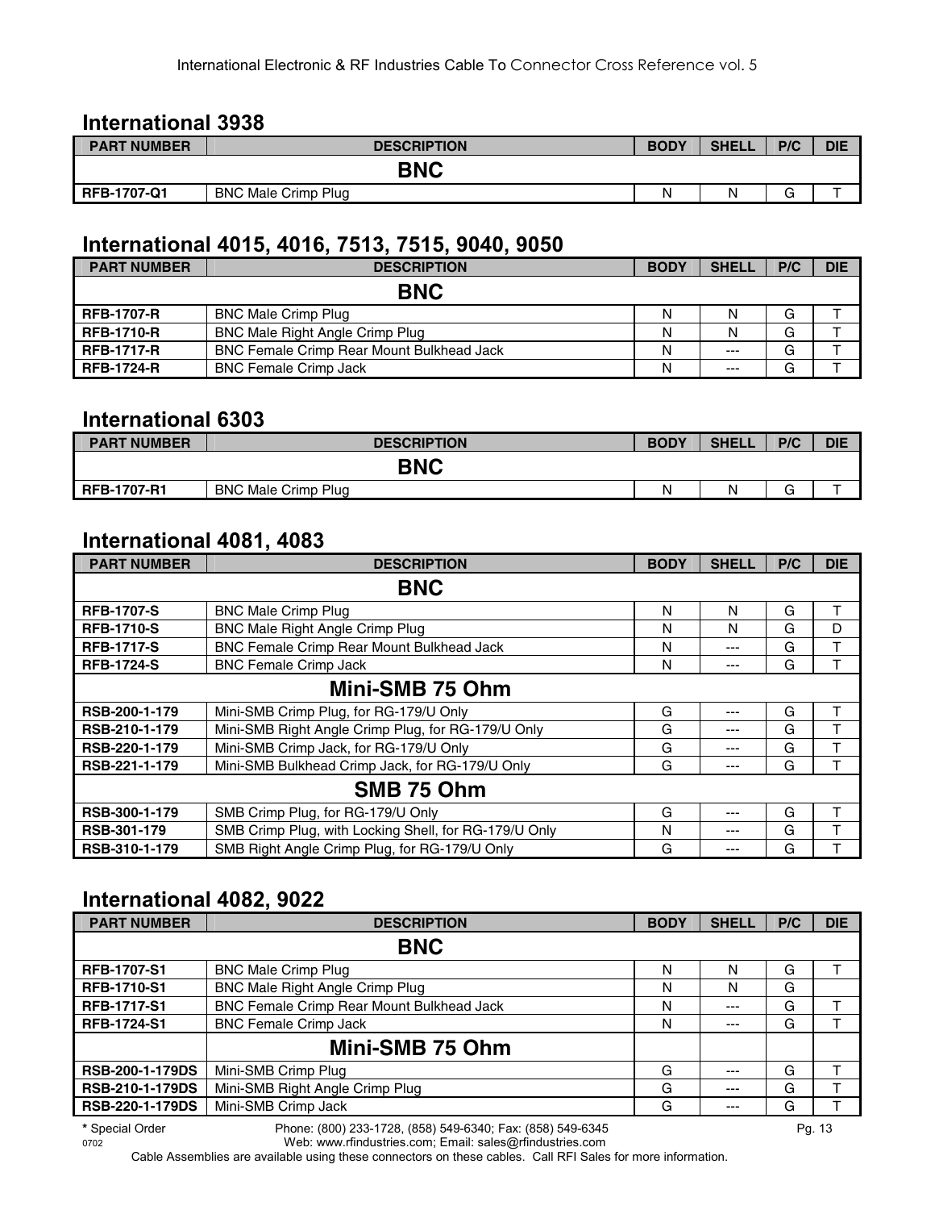## International 3938

| PART NUMBER | DESCRIPTION | BODY | SHELL | P/C | DIE |
|---|---|---|---|---|---|
| | **BNC** | | | | |
| **RFB-1707-Q1** | BNC Male Crimp Plug | N | N | G | T |

## International 4015, 4016, 7513, 7515, 9040, 9050

| PART NUMBER | DESCRIPTION | BODY | SHELL | P/C | DIE |
|---|---|---|---|---|---|
| | **BNC** | | | | |
| **RFB-1707-R** | BNC Male Crimp Plug | N | N | G | T |
| **RFB-1710-R** | BNC Male Right Angle Crimp Plug | N | N | G | T |
| **RFB-1717-R** | BNC Female Crimp Rear Mount Bulkhead Jack | N | --- | G | T |
| **RFB-1724-R** | BNC Female Crimp Jack | N | --- | G | T |

## International 6303

| PART NUMBER | DESCRIPTION | BODY | SHELL | P/C | DIE |
|---|---|---|---|---|---|
| | **BNC** | | | | |
| **RFB-1707-R1** | BNC Male Crimp Plug | N | N | G | T |

## International 4081, 4083

| PART NUMBER | DESCRIPTION | BODY | SHELL | P/C | DIE |
|---|---|---|---|---|---|
| | **BNC** | | | | |
| **RFB-1707-S** | BNC Male Crimp Plug | N | N | G | T |
| **RFB-1710-S** | BNC Male Right Angle Crimp Plug | N | N | G | D |
| **RFB-1717-S** | BNC Female Crimp Rear Mount Bulkhead Jack | N | --- | G | T |
| **RFB-1724-S** | BNC Female Crimp Jack | N | --- | G | T |
| | **Mini-SMB 75 Ohm** | | | | |
| **RSB-200-1-179** | Mini-SMB Crimp Plug, for RG-179/U Only | G | --- | G | T |
| **RSB-210-1-179** | Mini-SMB Right Angle Crimp Plug, for RG-179/U Only | G | --- | G | T |
| **RSB-220-1-179** | Mini-SMB Crimp Jack, for RG-179/U Only | G | --- | G | T |
| **RSB-221-1-179** | Mini-SMB Bulkhead Crimp Jack, for RG-179/U Only | G | --- | G | T |
| | **SMB 75 Ohm** | | | | |
| **RSB-300-1-179** | SMB Crimp Plug, for RG-179/U Only | G | --- | G | T |
| **RSB-301-179** | SMB Crimp Plug, with Locking Shell, for RG-179/U Only | N | --- | G | T |
| **RSB-310-1-179** | SMB Right Angle Crimp Plug, for RG-179/U Only | G | --- | G | T |

## International 4082, 9022

| PART NUMBER | DESCRIPTION | BODY | SHELL | P/C | DIE |
|---|---|---|---|---|---|
| | **BNC** | | | | |
| **RFB-1707-S1** | BNC Male Crimp Plug | N | N | G | T |
| **RFB-1710-S1** | BNC Male Right Angle Crimp Plug | N | N | G | |
| **RFB-1717-S1** | BNC Female Crimp Rear Mount Bulkhead Jack | N | --- | G | T |
| **RFB-1724-S1** | BNC Female Crimp Jack | N | --- | G | T |
| | **Mini-SMB 75 Ohm** | | | | |
| **RSB-200-1-179DS** | Mini-SMB Crimp Plug | G | --- | G | T |
| **RSB-210-1-179DS** | Mini-SMB Right Angle Crimp Plug | G | --- | G | T |
| **RSB-220-1-179DS** | Mini-SMB Crimp Jack | G | --- | G | T |

* Special Order — Phone: (800) 233-1728, (858) 549-6340; Fax: (858) 549-6345 — Web: www.rfindustries.com; Email: sales@rfindustries.com

Cable Assemblies are available using these connectors on these cables. Call RFI Sales for more information.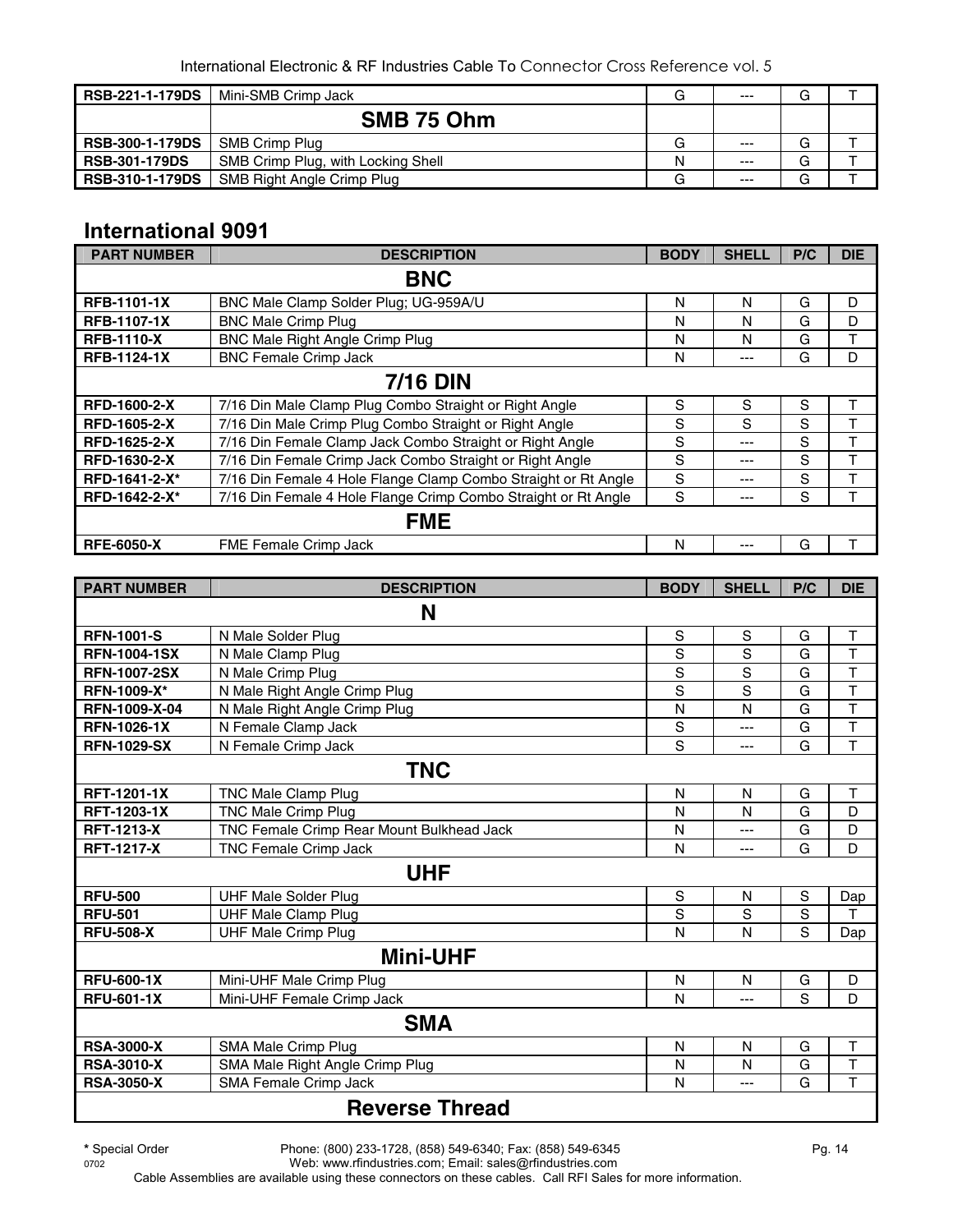| | | | | | |
|---|---|---|---|---|---|
| **RSB-221-1-179DS** | Mini-SMB Crimp Jack | G | --- | G | T |
| | **SMB 75 Ohm** | | | | |
| **RSB-300-1-179DS** | SMB Crimp Plug | G | --- | G | T |
| **RSB-301-179DS** | SMB Crimp Plug, with Locking Shell | N | --- | G | T |
| **RSB-310-1-179DS** | SMB Right Angle Crimp Plug | G | --- | G | T |

## International 9091

| PART NUMBER | DESCRIPTION | BODY | SHELL | P/C | DIE |
|---|---|---|---|---|---|
| | **BNC** | | | | |
| **RFB-1101-1X** | BNC Male Clamp Solder Plug; UG-959A/U | N | N | G | D |
| **RFB-1107-1X** | BNC Male Crimp Plug | N | N | G | D |
| **RFB-1110-X** | BNC Male Right Angle Crimp Plug | N | N | G | T |
| **RFB-1124-1X** | BNC Female Crimp Jack | N | --- | G | D |
| | **7/16 DIN** | | | | |
| **RFD-1600-2-X** | 7/16 Din Male Clamp Plug Combo Straight or Right Angle | S | S | S | T |
| **RFD-1605-2-X** | 7/16 Din Male Crimp Plug Combo Straight or Right Angle | S | S | S | T |
| **RFD-1625-2-X** | 7/16 Din Female Clamp Jack Combo Straight or Right Angle | S | --- | S | T |
| **RFD-1630-2-X** | 7/16 Din Female Crimp Jack Combo Straight or Right Angle | S | --- | S | T |
| **RFD-1641-2-X*** | 7/16 Din Female 4 Hole Flange Clamp Combo Straight or Rt Angle | S | --- | S | T |
| **RFD-1642-2-X*** | 7/16 Din Female 4 Hole Flange Crimp Combo Straight or Rt Angle | S | --- | S | T |
| | **FME** | | | | |
| **RFE-6050-X** | FME Female Crimp Jack | N | --- | G | T |

| PART NUMBER | DESCRIPTION | BODY | SHELL | P/C | DIE |
|---|---|---|---|---|---|
| | **N** | | | | |
| **RFN-1001-S** | N Male Solder Plug | S | S | G | T |
| **RFN-1004-1SX** | N Male Clamp Plug | S | S | G | T |
| **RFN-1007-2SX** | N Male Crimp Plug | S | S | G | T |
| **RFN-1009-X*** | N Male Right Angle Crimp Plug | S | S | G | T |
| **RFN-1009-X-04** | N Male Right Angle Crimp Plug | N | N | G | T |
| **RFN-1026-1X** | N Female Clamp Jack | S | --- | G | T |
| **RFN-1029-SX** | N Female Crimp Jack | S | --- | G | T |
| | **TNC** | | | | |
| **RFT-1201-1X** | TNC Male Clamp Plug | N | N | G | T |
| **RFT-1203-1X** | TNC Male Crimp Plug | N | N | G | D |
| **RFT-1213-X** | TNC Female Crimp Rear Mount Bulkhead Jack | N | --- | G | D |
| **RFT-1217-X** | TNC Female Crimp Jack | N | --- | G | D |
| | **UHF** | | | | |
| **RFU-500** | UHF Male Solder Plug | S | N | S | Dap |
| **RFU-501** | UHF Male Clamp Plug | S | S | S | T |
| **RFU-508-X** | UHF Male Crimp Plug | N | N | S | Dap |
| | **Mini-UHF** | | | | |
| **RFU-600-1X** | Mini-UHF Male Crimp Plug | N | N | G | D |
| **RFU-601-1X** | Mini-UHF Female Crimp Jack | N | --- | S | D |
| | **SMA** | | | | |
| **RSA-3000-X** | SMA Male Crimp Plug | N | N | G | T |
| **RSA-3010-X** | SMA Male Right Angle Crimp Plug | N | N | G | T |
| **RSA-3050-X** | SMA Female Crimp Jack | N | --- | G | T |
| | **Reverse Thread** | | | | |

**\*** Special Order

Cable Assemblies are available using these connectors on these cables. Call RFI Sales for more information.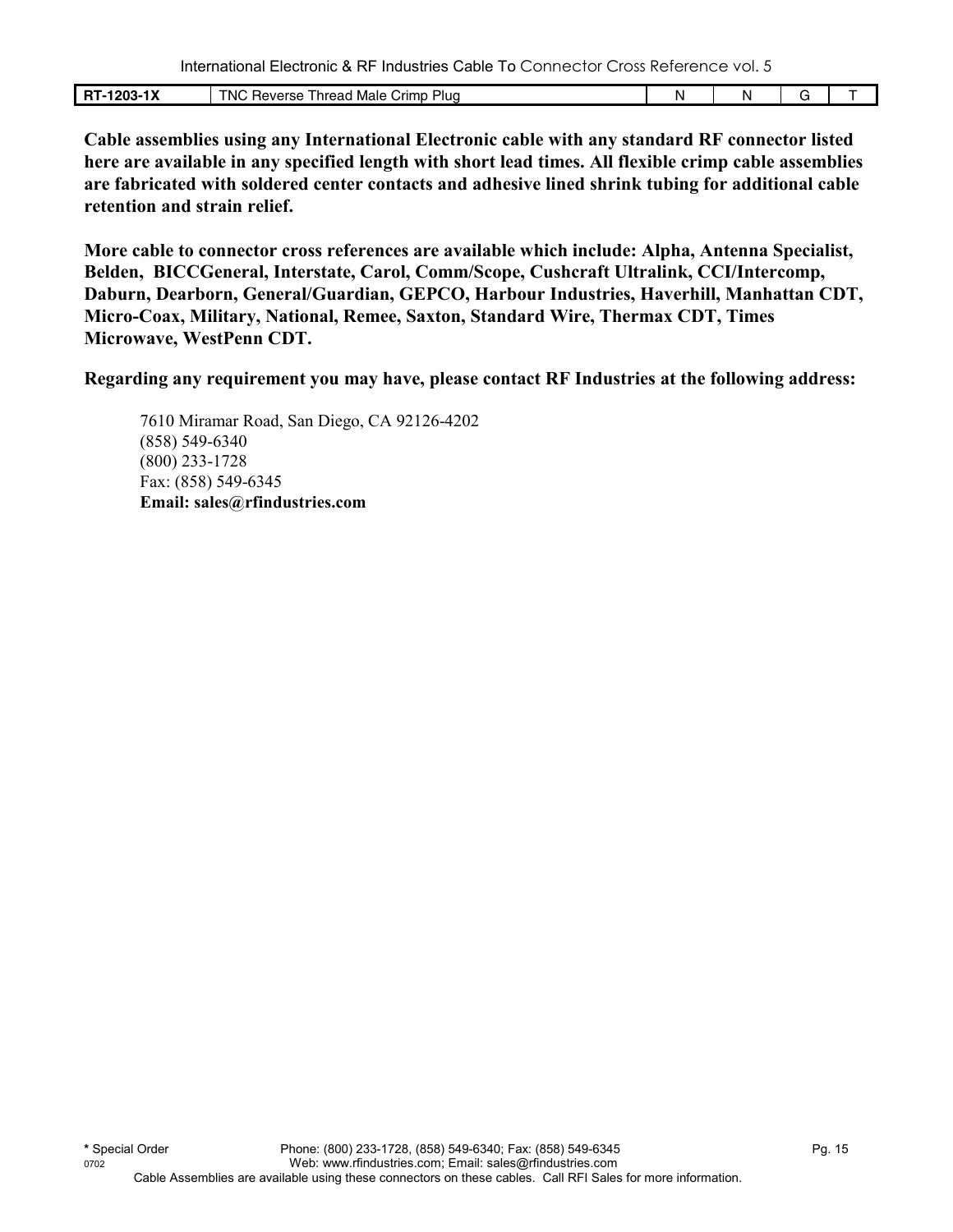| | | | | | |
|---|---|---|---|---|---|
| **RT-1203-1X** | TNC Reverse Thread Male Crimp Plug | N | N | G | T |

**Cable assemblies using any International Electronic cable with any standard RF connector listed here are available in any specified length with short lead times. All flexible crimp cable assemblies are fabricated with soldered center contacts and adhesive lined shrink tubing for additional cable retention and strain relief.**

**More cable to connector cross references are available which include: Alpha, Antenna Specialist, Belden, BICCGeneral, Interstate, Carol, Comm/Scope, Cushcraft Ultralink, CCI/Intercomp, Daburn, Dearborn, General/Guardian, GEPCO, Harbour Industries, Haverhill, Manhattan CDT, Micro-Coax, Military, National, Remee, Saxton, Standard Wire, Thermax CDT, Times Microwave, WestPenn CDT.**

**Regarding any requirement you may have, please contact RF Industries at the following address:**

7610 Miramar Road, San Diego, CA 92126-4202
(858) 549-6340
(800) 233-1728
Fax: (858) 549-6345
**Email: sales@rfindustries.com**

**\*** Special Order